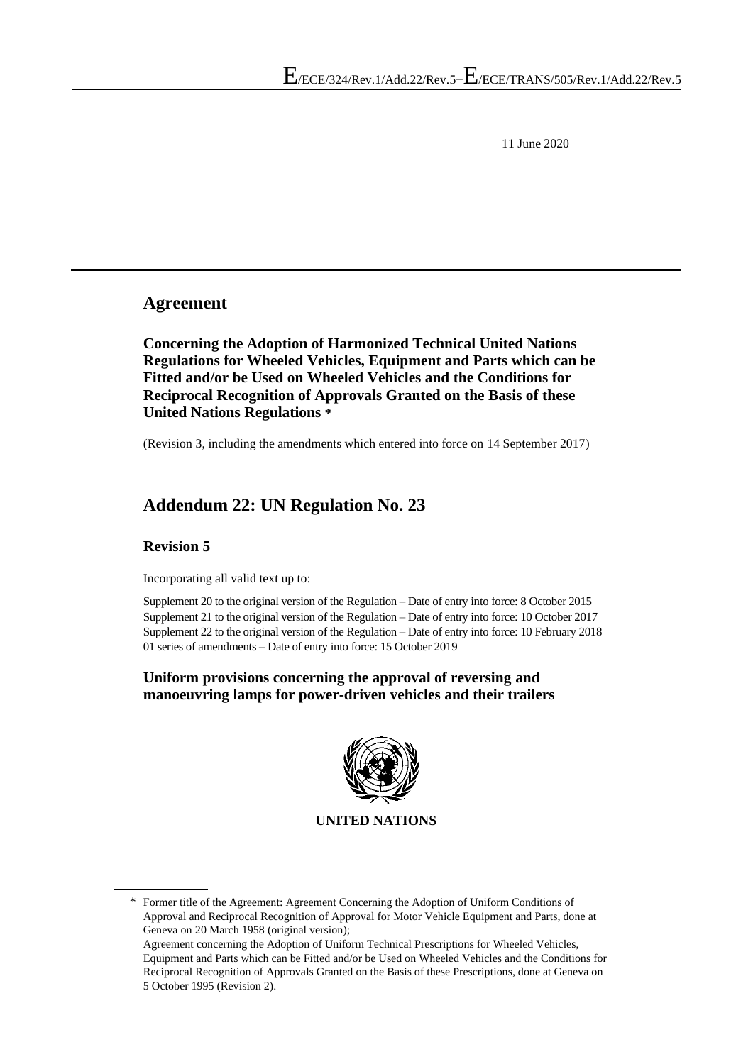E/ECE/324/Rev.1/Add.22/Rev.5−E/ECE/TRANS/505/Rev.1/Add.22/Rev.5

11 June 2020

# Agreement

**Concerning the Adoption of Harmonized Technical United Nations Regulations for Wheeled Vehicles, Equipment and Parts which can be Fitted and/or be Used on Wheeled Vehicles and the Conditions for Reciprocal Recognition of Approvals Granted on the Basis of these United Nations Regulations** *

(Revision 3, including the amendments which entered into force on 14 September 2017)

# Addendum 22: UN Regulation No. 23

## Revision 5

Incorporating all valid text up to:

Supplement 20 to the original version of the Regulation – Date of entry into force: 8 October 2015
Supplement 21 to the original version of the Regulation – Date of entry into force: 10 October 2017
Supplement 22 to the original version of the Regulation – Date of entry into force: 10 February 2018
01 series of amendments – Date of entry into force: 15 October 2019

## Uniform provisions concerning the approval of reversing and manoeuvring lamps for power-driven vehicles and their trailers

UNITED NATIONS

* Former title of the Agreement: Agreement Concerning the Adoption of Uniform Conditions of Approval and Reciprocal Recognition of Approval for Motor Vehicle Equipment and Parts, done at Geneva on 20 March 1958 (original version);
Agreement concerning the Adoption of Uniform Technical Prescriptions for Wheeled Vehicles, Equipment and Parts which can be Fitted and/or be Used on Wheeled Vehicles and the Conditions for Reciprocal Recognition of Approvals Granted on the Basis of these Prescriptions, done at Geneva on 5 October 1995 (Revision 2).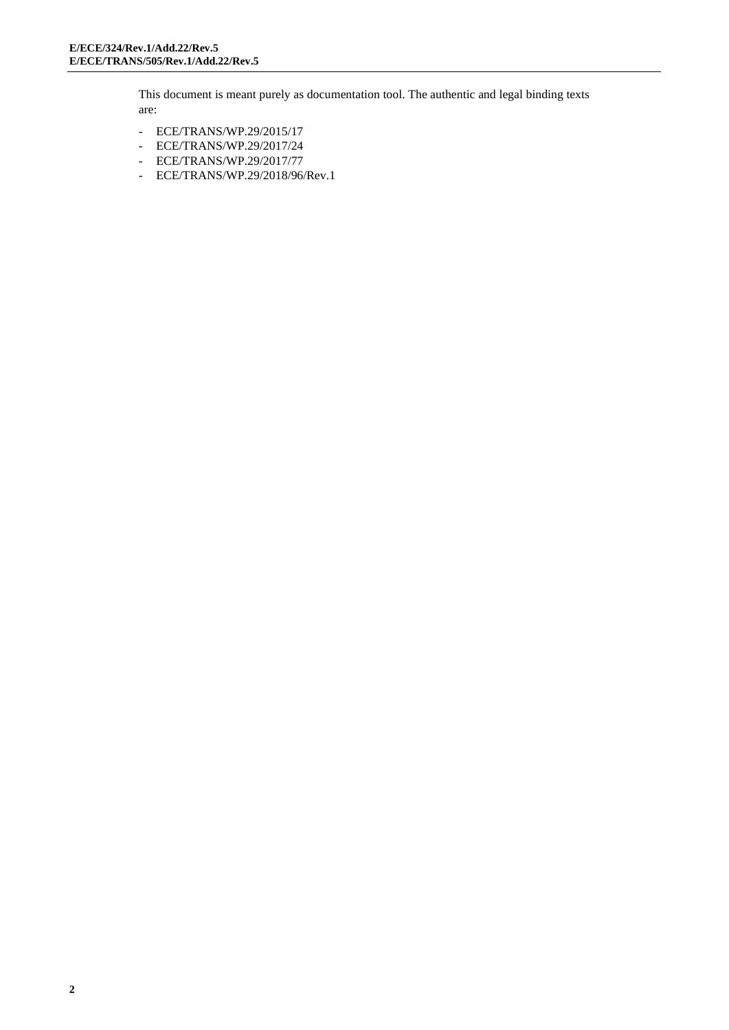This document is meant purely as documentation tool. The authentic and legal binding texts are:

- ECE/TRANS/WP.29/2015/17
- ECE/TRANS/WP.29/2017/24
- ECE/TRANS/WP.29/2017/77
- ECE/TRANS/WP.29/2018/96/Rev.1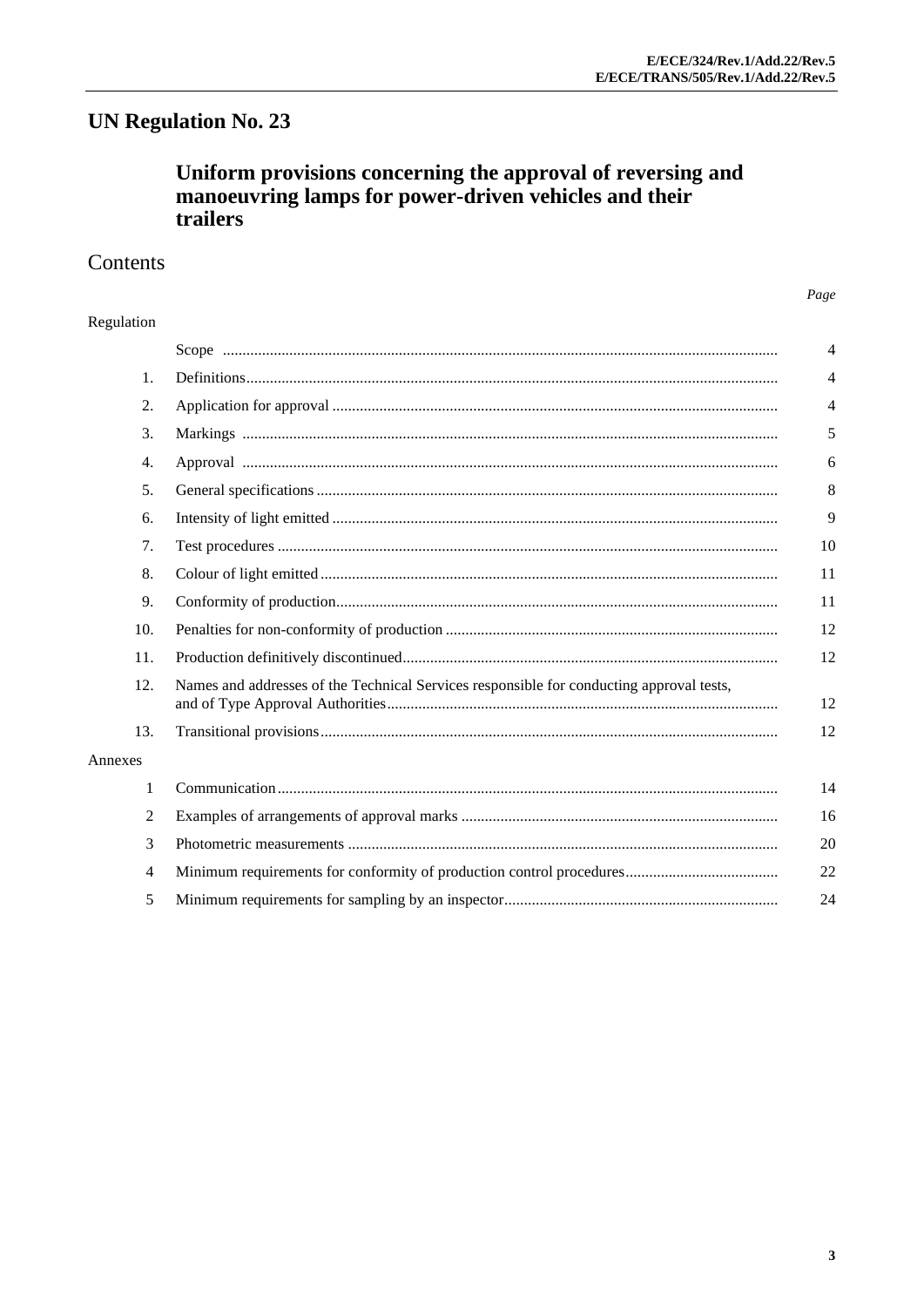# UN Regulation No. 23

## Uniform provisions concerning the approval of reversing and manoeuvring lamps for power-driven vehicles and their trailers

## Contents

| | | Page |
|---|---|---|
| Regulation | | |
| | Scope | 4 |
| 1. | Definitions | 4 |
| 2. | Application for approval | 4 |
| 3. | Markings | 5 |
| 4. | Approval | 6 |
| 5. | General specifications | 8 |
| 6. | Intensity of light emitted | 9 |
| 7. | Test procedures | 10 |
| 8. | Colour of light emitted | 11 |
| 9. | Conformity of production | 11 |
| 10. | Penalties for non-conformity of production | 12 |
| 11. | Production definitively discontinued | 12 |
| 12. | Names and addresses of the Technical Services responsible for conducting approval tests, and of Type Approval Authorities | 12 |
| 13. | Transitional provisions | 12 |
| Annexes | | |
| 1 | Communication | 14 |
| 2 | Examples of arrangements of approval marks | 16 |
| 3 | Photometric measurements | 20 |
| 4 | Minimum requirements for conformity of production control procedures | 22 |
| 5 | Minimum requirements for sampling by an inspector | 24 |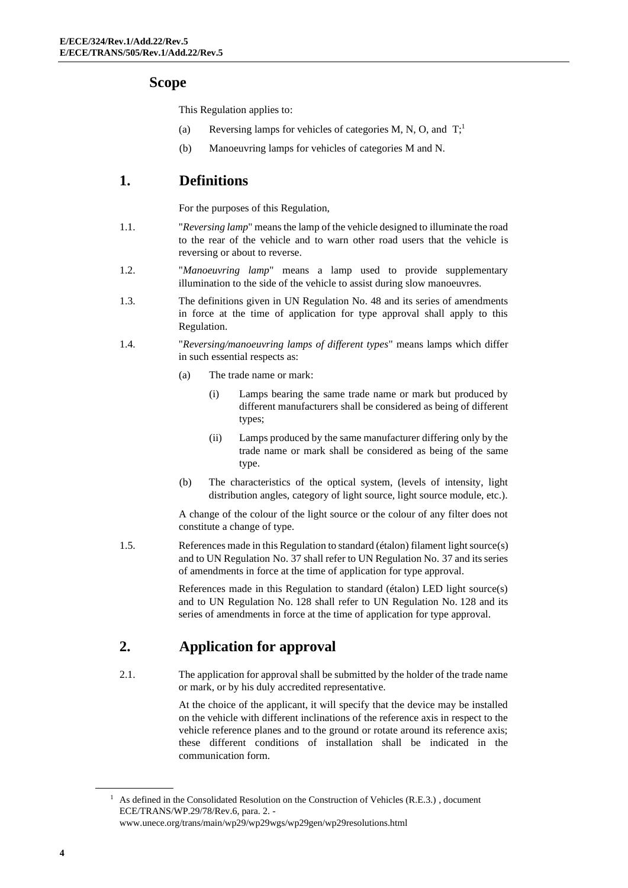## Scope

This Regulation applies to:

(a) Reversing lamps for vehicles of categories M, N, O, and T;[1]

(b) Manoeuvring lamps for vehicles of categories M and N.

## 1. Definitions

For the purposes of this Regulation,

1.1. "*Reversing lamp*" means the lamp of the vehicle designed to illuminate the road to the rear of the vehicle and to warn other road users that the vehicle is reversing or about to reverse.

1.2. "*Manoeuvring lamp*" means a lamp used to provide supplementary illumination to the side of the vehicle to assist during slow manoeuvres.

1.3. The definitions given in UN Regulation No. 48 and its series of amendments in force at the time of application for type approval shall apply to this Regulation.

1.4. "*Reversing/manoeuvring lamps of different types*" means lamps which differ in such essential respects as:

(a) The trade name or mark:

(i) Lamps bearing the same trade name or mark but produced by different manufacturers shall be considered as being of different types;

(ii) Lamps produced by the same manufacturer differing only by the trade name or mark shall be considered as being of the same type.

(b) The characteristics of the optical system, (levels of intensity, light distribution angles, category of light source, light source module, etc.).

A change of the colour of the light source or the colour of any filter does not constitute a change of type.

1.5. References made in this Regulation to standard (étalon) filament light source(s) and to UN Regulation No. 37 shall refer to UN Regulation No. 37 and its series of amendments in force at the time of application for type approval.

References made in this Regulation to standard (étalon) LED light source(s) and to UN Regulation No. 128 shall refer to UN Regulation No. 128 and its series of amendments in force at the time of application for type approval.

## 2. Application for approval

2.1. The application for approval shall be submitted by the holder of the trade name or mark, or by his duly accredited representative.

At the choice of the applicant, it will specify that the device may be installed on the vehicle with different inclinations of the reference axis in respect to the vehicle reference planes and to the ground or rotate around its reference axis; these different conditions of installation shall be indicated in the communication form.

[1] As defined in the Consolidated Resolution on the Construction of Vehicles (R.E.3.) , document ECE/TRANS/WP.29/78/Rev.6, para. 2. - www.unece.org/trans/main/wp29/wp29wgs/wp29gen/wp29resolutions.html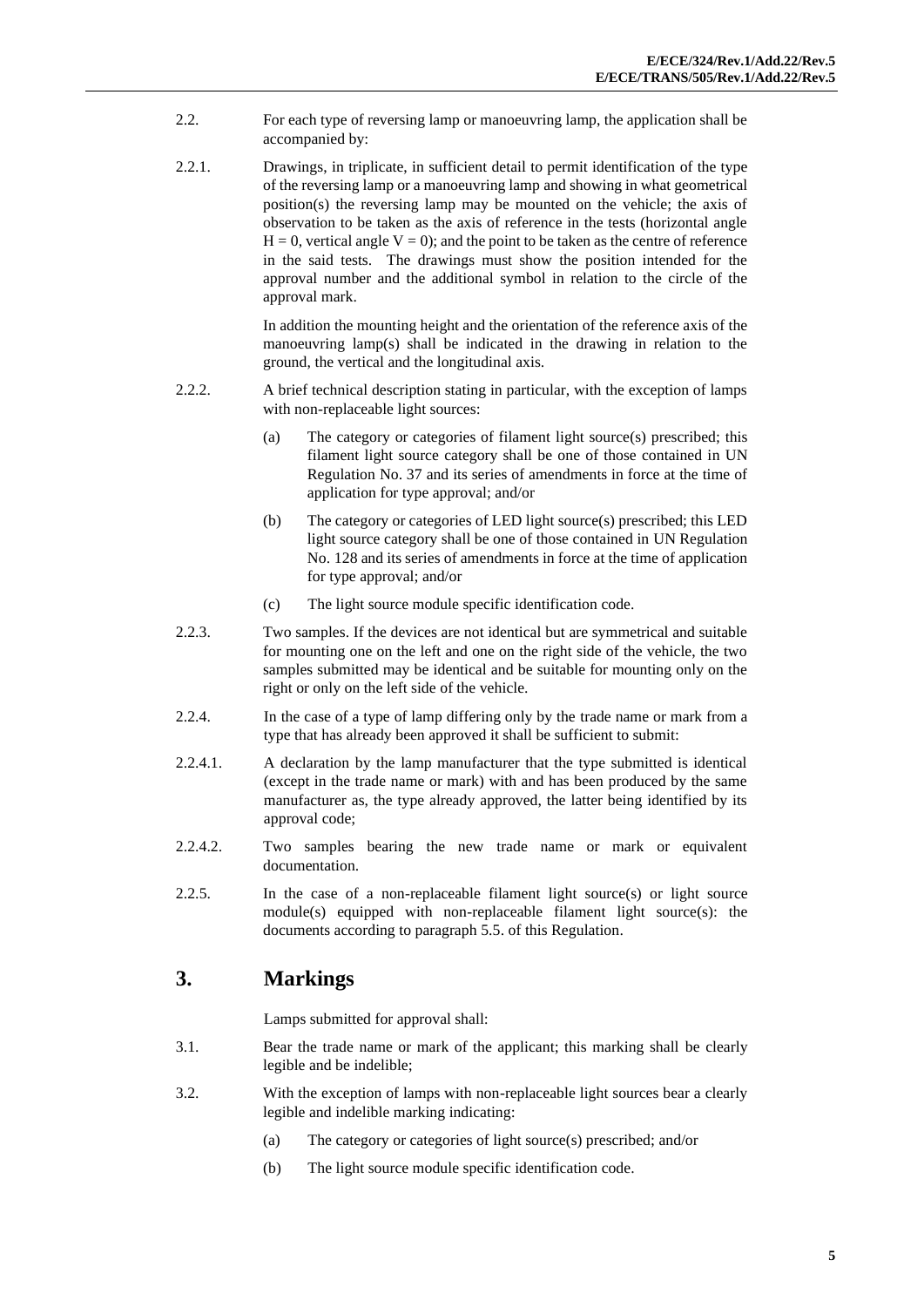2.2. For each type of reversing lamp or manoeuvring lamp, the application shall be accompanied by:

2.2.1. Drawings, in triplicate, in sufficient detail to permit identification of the type of the reversing lamp or a manoeuvring lamp and showing in what geometrical position(s) the reversing lamp may be mounted on the vehicle; the axis of observation to be taken as the axis of reference in the tests (horizontal angle H = 0, vertical angle V = 0); and the point to be taken as the centre of reference in the said tests. The drawings must show the position intended for the approval number and the additional symbol in relation to the circle of the approval mark.

In addition the mounting height and the orientation of the reference axis of the manoeuvring lamp(s) shall be indicated in the drawing in relation to the ground, the vertical and the longitudinal axis.

2.2.2. A brief technical description stating in particular, with the exception of lamps with non-replaceable light sources:

(a) The category or categories of filament light source(s) prescribed; this filament light source category shall be one of those contained in UN Regulation No. 37 and its series of amendments in force at the time of application for type approval; and/or

(b) The category or categories of LED light source(s) prescribed; this LED light source category shall be one of those contained in UN Regulation No. 128 and its series of amendments in force at the time of application for type approval; and/or

(c) The light source module specific identification code.

2.2.3. Two samples. If the devices are not identical but are symmetrical and suitable for mounting one on the left and one on the right side of the vehicle, the two samples submitted may be identical and be suitable for mounting only on the right or only on the left side of the vehicle.

2.2.4. In the case of a type of lamp differing only by the trade name or mark from a type that has already been approved it shall be sufficient to submit:

2.2.4.1. A declaration by the lamp manufacturer that the type submitted is identical (except in the trade name or mark) with and has been produced by the same manufacturer as, the type already approved, the latter being identified by its approval code;

2.2.4.2. Two samples bearing the new trade name or mark or equivalent documentation.

2.2.5. In the case of a non-replaceable filament light source(s) or light source module(s) equipped with non-replaceable filament light source(s): the documents according to paragraph 5.5. of this Regulation.

## 3. Markings

Lamps submitted for approval shall:

3.1. Bear the trade name or mark of the applicant; this marking shall be clearly legible and be indelible;

3.2. With the exception of lamps with non-replaceable light sources bear a clearly legible and indelible marking indicating:

(a) The category or categories of light source(s) prescribed; and/or

(b) The light source module specific identification code.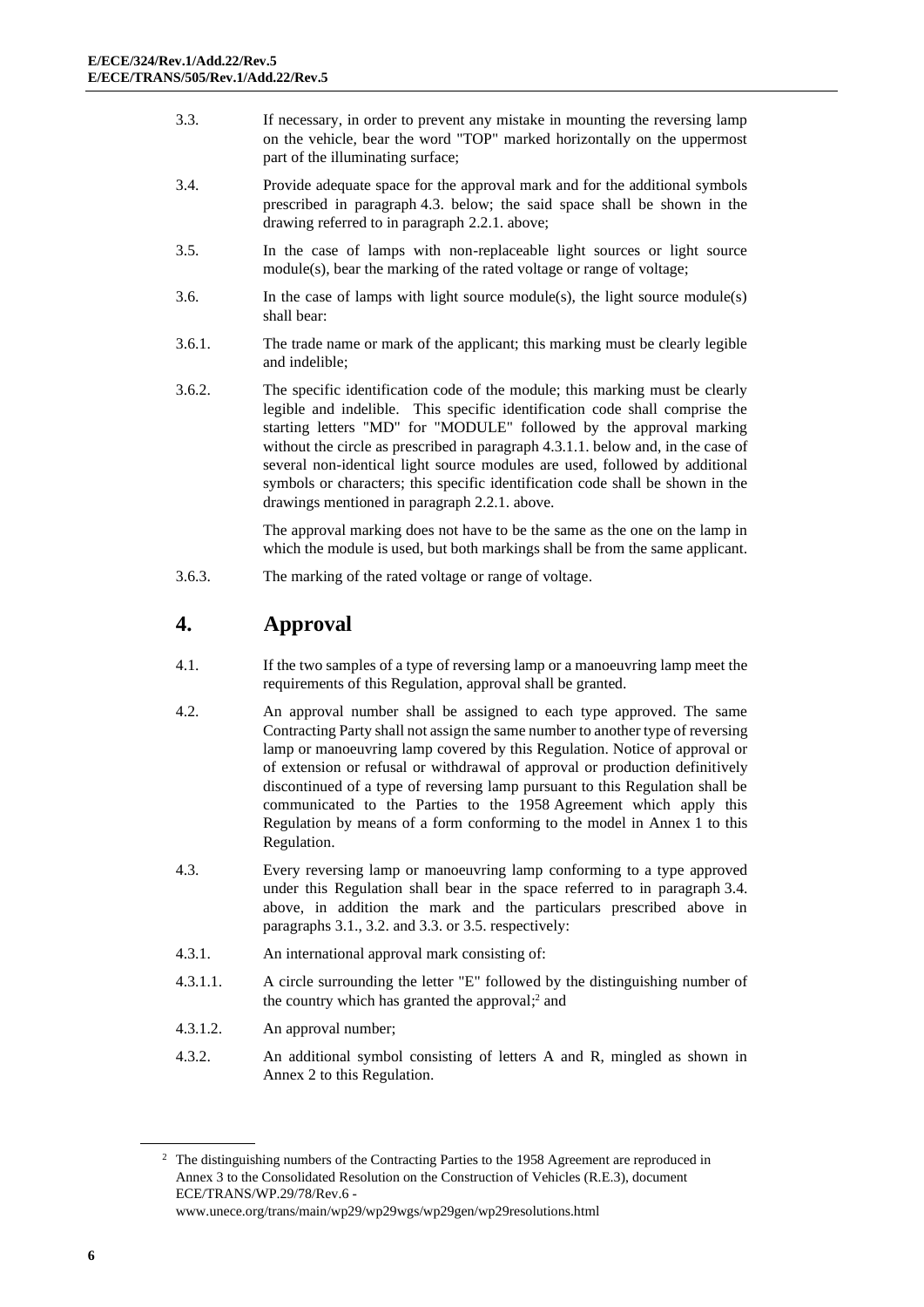3.3. If necessary, in order to prevent any mistake in mounting the reversing lamp on the vehicle, bear the word "TOP" marked horizontally on the uppermost part of the illuminating surface;

3.4. Provide adequate space for the approval mark and for the additional symbols prescribed in paragraph 4.3. below; the said space shall be shown in the drawing referred to in paragraph 2.2.1. above;

3.5. In the case of lamps with non-replaceable light sources or light source module(s), bear the marking of the rated voltage or range of voltage;

3.6. In the case of lamps with light source module(s), the light source module(s) shall bear:

3.6.1. The trade name or mark of the applicant; this marking must be clearly legible and indelible;

3.6.2. The specific identification code of the module; this marking must be clearly legible and indelible. This specific identification code shall comprise the starting letters "MD" for "MODULE" followed by the approval marking without the circle as prescribed in paragraph 4.3.1.1. below and, in the case of several non-identical light source modules are used, followed by additional symbols or characters; this specific identification code shall be shown in the drawings mentioned in paragraph 2.2.1. above.

The approval marking does not have to be the same as the one on the lamp in which the module is used, but both markings shall be from the same applicant.

3.6.3. The marking of the rated voltage or range of voltage.

# 4. Approval

4.1. If the two samples of a type of reversing lamp or a manoeuvring lamp meet the requirements of this Regulation, approval shall be granted.

4.2. An approval number shall be assigned to each type approved. The same Contracting Party shall not assign the same number to another type of reversing lamp or manoeuvring lamp covered by this Regulation. Notice of approval or of extension or refusal or withdrawal of approval or production definitively discontinued of a type of reversing lamp pursuant to this Regulation shall be communicated to the Parties to the 1958 Agreement which apply this Regulation by means of a form conforming to the model in Annex 1 to this Regulation.

4.3. Every reversing lamp or manoeuvring lamp conforming to a type approved under this Regulation shall bear in the space referred to in paragraph 3.4. above, in addition the mark and the particulars prescribed above in paragraphs 3.1., 3.2. and 3.3. or 3.5. respectively:

4.3.1. An international approval mark consisting of:

4.3.1.1. A circle surrounding the letter "E" followed by the distinguishing number of the country which has granted the approval;[2] and

4.3.1.2. An approval number;

4.3.2. An additional symbol consisting of letters A and R, mingled as shown in Annex 2 to this Regulation.

---

[2] The distinguishing numbers of the Contracting Parties to the 1958 Agreement are reproduced in Annex 3 to the Consolidated Resolution on the Construction of Vehicles (R.E.3), document ECE/TRANS/WP.29/78/Rev.6 - www.unece.org/trans/main/wp29/wp29wgs/wp29gen/wp29resolutions.html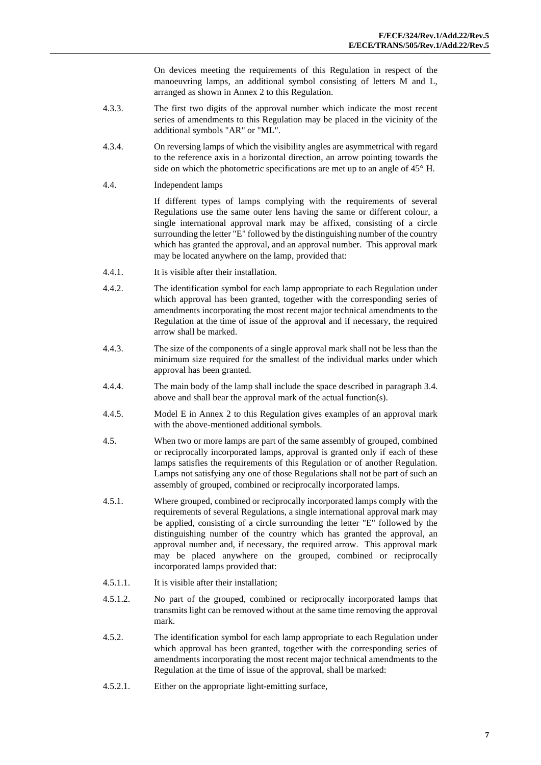On devices meeting the requirements of this Regulation in respect of the manoeuvring lamps, an additional symbol consisting of letters M and L, arranged as shown in Annex 2 to this Regulation.

4.3.3. The first two digits of the approval number which indicate the most recent series of amendments to this Regulation may be placed in the vicinity of the additional symbols "AR" or "ML".

4.3.4. On reversing lamps of which the visibility angles are asymmetrical with regard to the reference axis in a horizontal direction, an arrow pointing towards the side on which the photometric specifications are met up to an angle of 45° H.

4.4. Independent lamps

If different types of lamps complying with the requirements of several Regulations use the same outer lens having the same or different colour, a single international approval mark may be affixed, consisting of a circle surrounding the letter "E" followed by the distinguishing number of the country which has granted the approval, and an approval number. This approval mark may be located anywhere on the lamp, provided that:

4.4.1. It is visible after their installation.

4.4.2. The identification symbol for each lamp appropriate to each Regulation under which approval has been granted, together with the corresponding series of amendments incorporating the most recent major technical amendments to the Regulation at the time of issue of the approval and if necessary, the required arrow shall be marked.

4.4.3. The size of the components of a single approval mark shall not be less than the minimum size required for the smallest of the individual marks under which approval has been granted.

4.4.4. The main body of the lamp shall include the space described in paragraph 3.4. above and shall bear the approval mark of the actual function(s).

4.4.5. Model E in Annex 2 to this Regulation gives examples of an approval mark with the above-mentioned additional symbols.

4.5. When two or more lamps are part of the same assembly of grouped, combined or reciprocally incorporated lamps, approval is granted only if each of these lamps satisfies the requirements of this Regulation or of another Regulation. Lamps not satisfying any one of those Regulations shall not be part of such an assembly of grouped, combined or reciprocally incorporated lamps.

4.5.1. Where grouped, combined or reciprocally incorporated lamps comply with the requirements of several Regulations, a single international approval mark may be applied, consisting of a circle surrounding the letter "E" followed by the distinguishing number of the country which has granted the approval, an approval number and, if necessary, the required arrow. This approval mark may be placed anywhere on the grouped, combined or reciprocally incorporated lamps provided that:

4.5.1.1. It is visible after their installation;

4.5.1.2. No part of the grouped, combined or reciprocally incorporated lamps that transmits light can be removed without at the same time removing the approval mark.

4.5.2. The identification symbol for each lamp appropriate to each Regulation under which approval has been granted, together with the corresponding series of amendments incorporating the most recent major technical amendments to the Regulation at the time of issue of the approval, shall be marked:

4.5.2.1. Either on the appropriate light-emitting surface,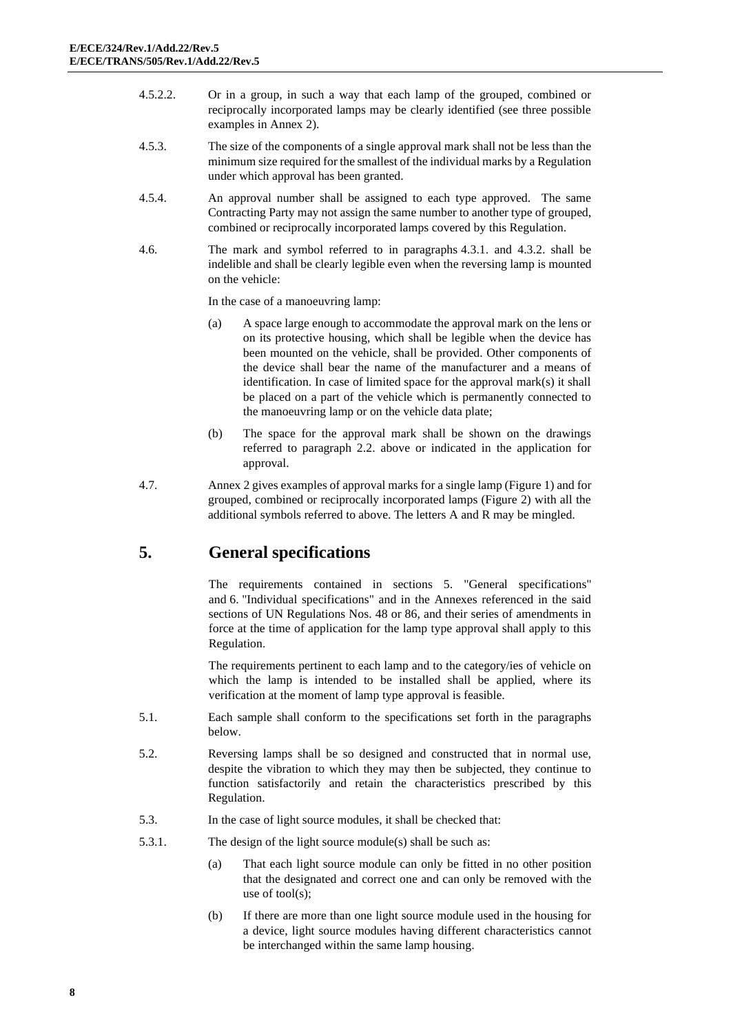4.5.2.2. Or in a group, in such a way that each lamp of the grouped, combined or reciprocally incorporated lamps may be clearly identified (see three possible examples in Annex 2).

4.5.3. The size of the components of a single approval mark shall not be less than the minimum size required for the smallest of the individual marks by a Regulation under which approval has been granted.

4.5.4. An approval number shall be assigned to each type approved. The same Contracting Party may not assign the same number to another type of grouped, combined or reciprocally incorporated lamps covered by this Regulation.

4.6. The mark and symbol referred to in paragraphs 4.3.1. and 4.3.2. shall be indelible and shall be clearly legible even when the reversing lamp is mounted on the vehicle:

In the case of a manoeuvring lamp:

(a) A space large enough to accommodate the approval mark on the lens or on its protective housing, which shall be legible when the device has been mounted on the vehicle, shall be provided. Other components of the device shall bear the name of the manufacturer and a means of identification. In case of limited space for the approval mark(s) it shall be placed on a part of the vehicle which is permanently connected to the manoeuvring lamp or on the vehicle data plate;

(b) The space for the approval mark shall be shown on the drawings referred to paragraph 2.2. above or indicated in the application for approval.

4.7. Annex 2 gives examples of approval marks for a single lamp (Figure 1) and for grouped, combined or reciprocally incorporated lamps (Figure 2) with all the additional symbols referred to above. The letters A and R may be mingled.

# 5. General specifications

The requirements contained in sections 5. "General specifications" and 6. "Individual specifications" and in the Annexes referenced in the said sections of UN Regulations Nos. 48 or 86, and their series of amendments in force at the time of application for the lamp type approval shall apply to this Regulation.

The requirements pertinent to each lamp and to the category/ies of vehicle on which the lamp is intended to be installed shall be applied, where its verification at the moment of lamp type approval is feasible.

5.1. Each sample shall conform to the specifications set forth in the paragraphs below.

5.2. Reversing lamps shall be so designed and constructed that in normal use, despite the vibration to which they may then be subjected, they continue to function satisfactorily and retain the characteristics prescribed by this Regulation.

5.3. In the case of light source modules, it shall be checked that:

5.3.1. The design of the light source module(s) shall be such as:

(a) That each light source module can only be fitted in no other position that the designated and correct one and can only be removed with the use of tool(s);

(b) If there are more than one light source module used in the housing for a device, light source modules having different characteristics cannot be interchanged within the same lamp housing.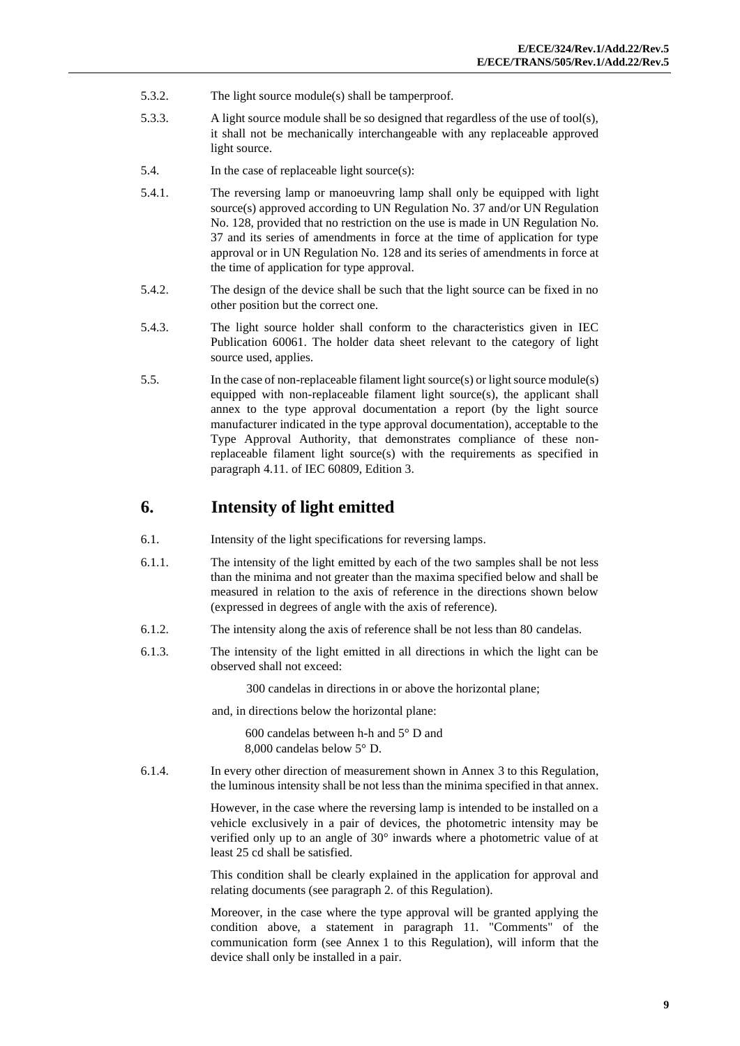5.3.2. The light source module(s) shall be tamperproof.

5.3.3. A light source module shall be so designed that regardless of the use of tool(s), it shall not be mechanically interchangeable with any replaceable approved light source.

5.4. In the case of replaceable light source(s):

5.4.1. The reversing lamp or manoeuvring lamp shall only be equipped with light source(s) approved according to UN Regulation No. 37 and/or UN Regulation No. 128, provided that no restriction on the use is made in UN Regulation No. 37 and its series of amendments in force at the time of application for type approval or in UN Regulation No. 128 and its series of amendments in force at the time of application for type approval.

5.4.2. The design of the device shall be such that the light source can be fixed in no other position but the correct one.

5.4.3. The light source holder shall conform to the characteristics given in IEC Publication 60061. The holder data sheet relevant to the category of light source used, applies.

5.5. In the case of non-replaceable filament light source(s) or light source module(s) equipped with non-replaceable filament light source(s), the applicant shall annex to the type approval documentation a report (by the light source manufacturer indicated in the type approval documentation), acceptable to the Type Approval Authority, that demonstrates compliance of these non-replaceable filament light source(s) with the requirements as specified in paragraph 4.11. of IEC 60809, Edition 3.

# 6. Intensity of light emitted

6.1. Intensity of the light specifications for reversing lamps.

6.1.1. The intensity of the light emitted by each of the two samples shall be not less than the minima and not greater than the maxima specified below and shall be measured in relation to the axis of reference in the directions shown below (expressed in degrees of angle with the axis of reference).

6.1.2. The intensity along the axis of reference shall be not less than 80 candelas.

6.1.3. The intensity of the light emitted in all directions in which the light can be observed shall not exceed:

300 candelas in directions in or above the horizontal plane;

and, in directions below the horizontal plane:

600 candelas between h-h and 5° D and
8,000 candelas below 5° D.

6.1.4. In every other direction of measurement shown in Annex 3 to this Regulation, the luminous intensity shall be not less than the minima specified in that annex.

However, in the case where the reversing lamp is intended to be installed on a vehicle exclusively in a pair of devices, the photometric intensity may be verified only up to an angle of 30° inwards where a photometric value of at least 25 cd shall be satisfied.

This condition shall be clearly explained in the application for approval and relating documents (see paragraph 2. of this Regulation).

Moreover, in the case where the type approval will be granted applying the condition above, a statement in paragraph 11. "Comments" of the communication form (see Annex 1 to this Regulation), will inform that the device shall only be installed in a pair.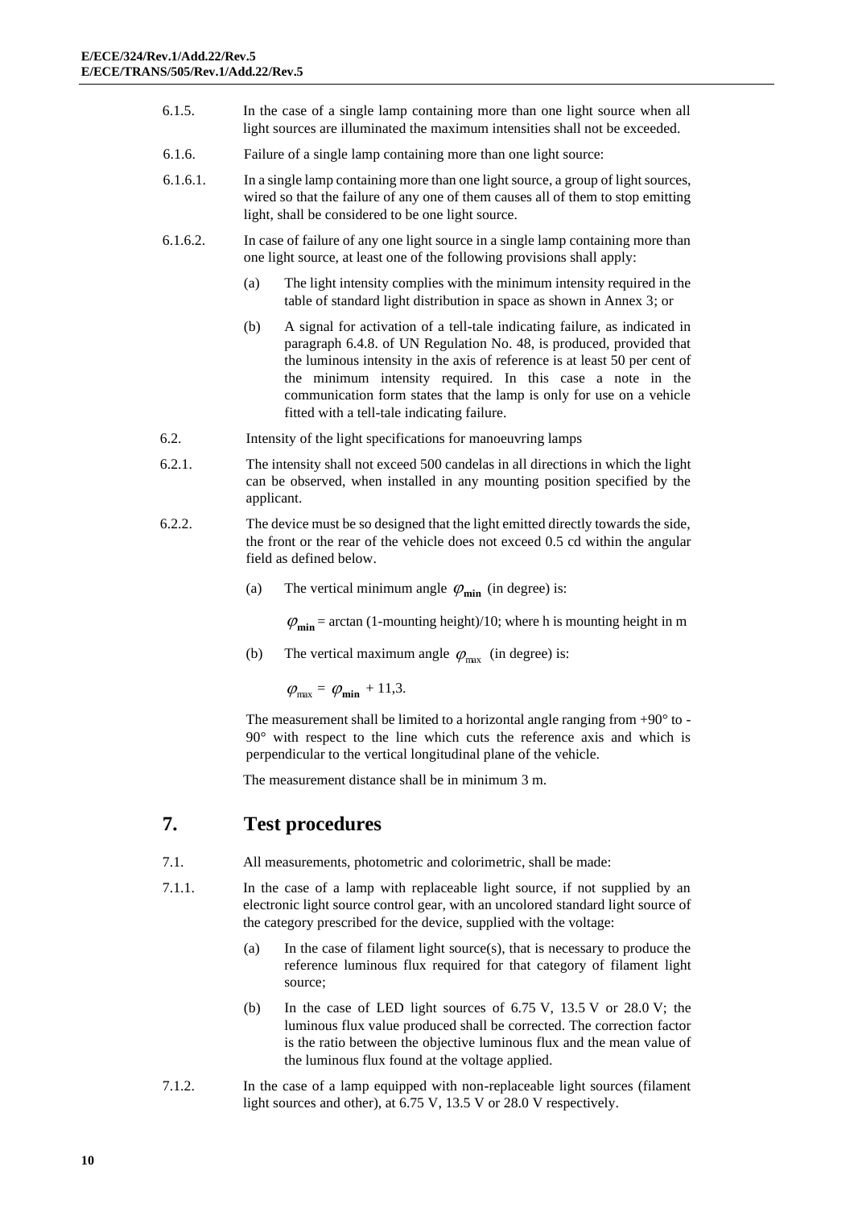6.1.5. In the case of a single lamp containing more than one light source when all light sources are illuminated the maximum intensities shall not be exceeded.

6.1.6. Failure of a single lamp containing more than one light source:

6.1.6.1. In a single lamp containing more than one light source, a group of light sources, wired so that the failure of any one of them causes all of them to stop emitting light, shall be considered to be one light source.

6.1.6.2. In case of failure of any one light source in a single lamp containing more than one light source, at least one of the following provisions shall apply:

(a) The light intensity complies with the minimum intensity required in the table of standard light distribution in space as shown in Annex 3; or

(b) A signal for activation of a tell-tale indicating failure, as indicated in paragraph 6.4.8. of UN Regulation No. 48, is produced, provided that the luminous intensity in the axis of reference is at least 50 per cent of the minimum intensity required. In this case a note in the communication form states that the lamp is only for use on a vehicle fitted with a tell-tale indicating failure.

6.2. Intensity of the light specifications for manoeuvring lamps

6.2.1. The intensity shall not exceed 500 candelas in all directions in which the light can be observed, when installed in any mounting position specified by the applicant.

6.2.2. The device must be so designed that the light emitted directly towards the side, the front or the rear of the vehicle does not exceed 0.5 cd within the angular field as defined below.

(a) The vertical minimum angle $\varphi_{\mathbf{min}}$ (in degree) is:

$\varphi_{\mathbf{min}}$ = arctan (1-mounting height)/10; where h is mounting height in m

(b) The vertical maximum angle $\varphi_{\max}$ (in degree) is:

$\varphi_{\max} = \varphi_{\mathbf{min}} + 11{,}3.$

The measurement shall be limited to a horizontal angle ranging from +90° to -90° with respect to the line which cuts the reference axis and which is perpendicular to the vertical longitudinal plane of the vehicle.

The measurement distance shall be in minimum 3 m.

# 7. Test procedures

7.1. All measurements, photometric and colorimetric, shall be made:

7.1.1. In the case of a lamp with replaceable light source, if not supplied by an electronic light source control gear, with an uncolored standard light source of the category prescribed for the device, supplied with the voltage:

(a) In the case of filament light source(s), that is necessary to produce the reference luminous flux required for that category of filament light source;

(b) In the case of LED light sources of 6.75 V, 13.5 V or 28.0 V; the luminous flux value produced shall be corrected. The correction factor is the ratio between the objective luminous flux and the mean value of the luminous flux found at the voltage applied.

7.1.2. In the case of a lamp equipped with non-replaceable light sources (filament light sources and other), at 6.75 V, 13.5 V or 28.0 V respectively.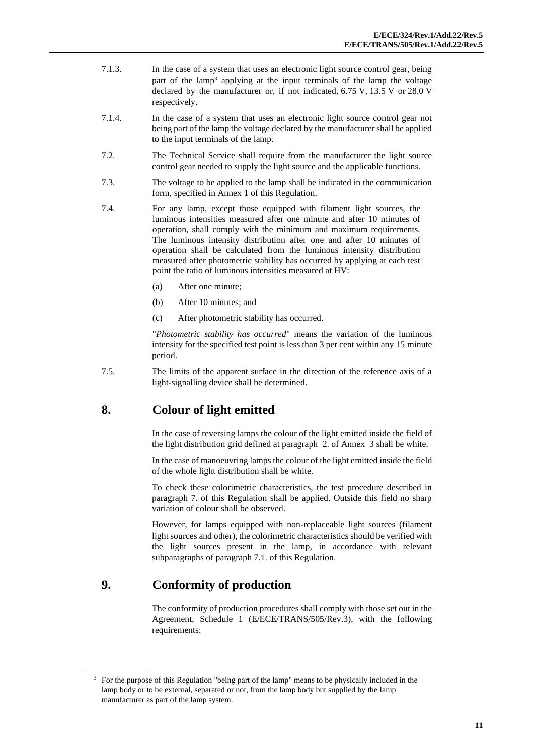7.1.3. In the case of a system that uses an electronic light source control gear, being part of the lamp[3] applying at the input terminals of the lamp the voltage declared by the manufacturer or, if not indicated, 6.75 V, 13.5 V or 28.0 V respectively.

7.1.4. In the case of a system that uses an electronic light source control gear not being part of the lamp the voltage declared by the manufacturer shall be applied to the input terminals of the lamp.

7.2. The Technical Service shall require from the manufacturer the light source control gear needed to supply the light source and the applicable functions.

7.3. The voltage to be applied to the lamp shall be indicated in the communication form, specified in Annex 1 of this Regulation.

7.4. For any lamp, except those equipped with filament light sources, the luminous intensities measured after one minute and after 10 minutes of operation, shall comply with the minimum and maximum requirements. The luminous intensity distribution after one and after 10 minutes of operation shall be calculated from the luminous intensity distribution measured after photometric stability has occurred by applying at each test point the ratio of luminous intensities measured at HV:

(a) After one minute;

(b) After 10 minutes; and

(c) After photometric stability has occurred.

"*Photometric stability has occurred*" means the variation of the luminous intensity for the specified test point is less than 3 per cent within any 15 minute period.

7.5. The limits of the apparent surface in the direction of the reference axis of a light-signalling device shall be determined.

## 8. Colour of light emitted

In the case of reversing lamps the colour of the light emitted inside the field of the light distribution grid defined at paragraph 2. of Annex 3 shall be white.

In the case of manoeuvring lamps the colour of the light emitted inside the field of the whole light distribution shall be white.

To check these colorimetric characteristics, the test procedure described in paragraph 7. of this Regulation shall be applied. Outside this field no sharp variation of colour shall be observed.

However, for lamps equipped with non-replaceable light sources (filament light sources and other), the colorimetric characteristics should be verified with the light sources present in the lamp, in accordance with relevant subparagraphs of paragraph 7.1. of this Regulation.

## 9. Conformity of production

The conformity of production procedures shall comply with those set out in the Agreement, Schedule 1 (E/ECE/TRANS/505/Rev.3), with the following requirements:

---

[3] For the purpose of this Regulation "being part of the lamp" means to be physically included in the lamp body or to be external, separated or not, from the lamp body but supplied by the lamp manufacturer as part of the lamp system.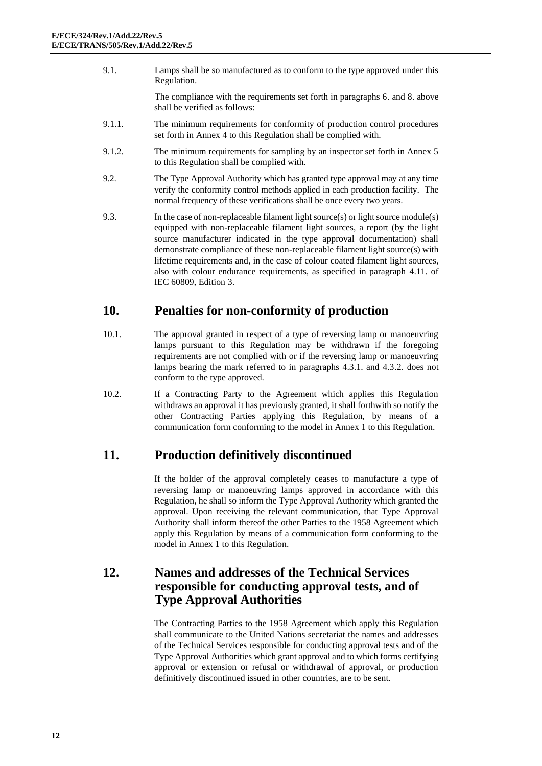9.1. Lamps shall be so manufactured as to conform to the type approved under this Regulation.

The compliance with the requirements set forth in paragraphs 6. and 8. above shall be verified as follows:

9.1.1. The minimum requirements for conformity of production control procedures set forth in Annex 4 to this Regulation shall be complied with.

9.1.2. The minimum requirements for sampling by an inspector set forth in Annex 5 to this Regulation shall be complied with.

9.2. The Type Approval Authority which has granted type approval may at any time verify the conformity control methods applied in each production facility. The normal frequency of these verifications shall be once every two years.

9.3. In the case of non-replaceable filament light source(s) or light source module(s) equipped with non-replaceable filament light sources, a report (by the light source manufacturer indicated in the type approval documentation) shall demonstrate compliance of these non-replaceable filament light source(s) with lifetime requirements and, in the case of colour coated filament light sources, also with colour endurance requirements, as specified in paragraph 4.11. of IEC 60809, Edition 3.

## 10. Penalties for non-conformity of production

10.1. The approval granted in respect of a type of reversing lamp or manoeuvring lamps pursuant to this Regulation may be withdrawn if the foregoing requirements are not complied with or if the reversing lamp or manoeuvring lamps bearing the mark referred to in paragraphs 4.3.1. and 4.3.2. does not conform to the type approved.

10.2. If a Contracting Party to the Agreement which applies this Regulation withdraws an approval it has previously granted, it shall forthwith so notify the other Contracting Parties applying this Regulation, by means of a communication form conforming to the model in Annex 1 to this Regulation.

## 11. Production definitively discontinued

If the holder of the approval completely ceases to manufacture a type of reversing lamp or manoeuvring lamps approved in accordance with this Regulation, he shall so inform the Type Approval Authority which granted the approval. Upon receiving the relevant communication, that Type Approval Authority shall inform thereof the other Parties to the 1958 Agreement which apply this Regulation by means of a communication form conforming to the model in Annex 1 to this Regulation.

## 12. Names and addresses of the Technical Services responsible for conducting approval tests, and of Type Approval Authorities

The Contracting Parties to the 1958 Agreement which apply this Regulation shall communicate to the United Nations secretariat the names and addresses of the Technical Services responsible for conducting approval tests and of the Type Approval Authorities which grant approval and to which forms certifying approval or extension or refusal or withdrawal of approval, or production definitively discontinued issued in other countries, are to be sent.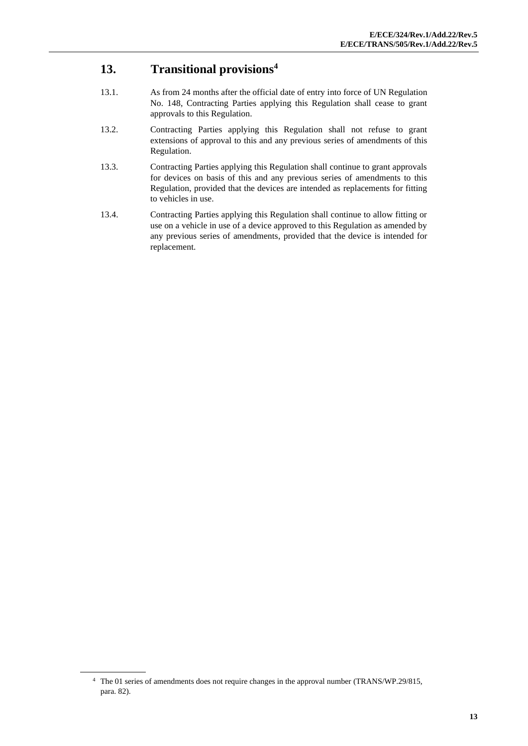## 13. Transitional provisions[4]

13.1. As from 24 months after the official date of entry into force of UN Regulation No. 148, Contracting Parties applying this Regulation shall cease to grant approvals to this Regulation.

13.2. Contracting Parties applying this Regulation shall not refuse to grant extensions of approval to this and any previous series of amendments of this Regulation.

13.3. Contracting Parties applying this Regulation shall continue to grant approvals for devices on basis of this and any previous series of amendments to this Regulation, provided that the devices are intended as replacements for fitting to vehicles in use.

13.4. Contracting Parties applying this Regulation shall continue to allow fitting or use on a vehicle in use of a device approved to this Regulation as amended by any previous series of amendments, provided that the device is intended for replacement.

---

[4] The 01 series of amendments does not require changes in the approval number (TRANS/WP.29/815, para. 82).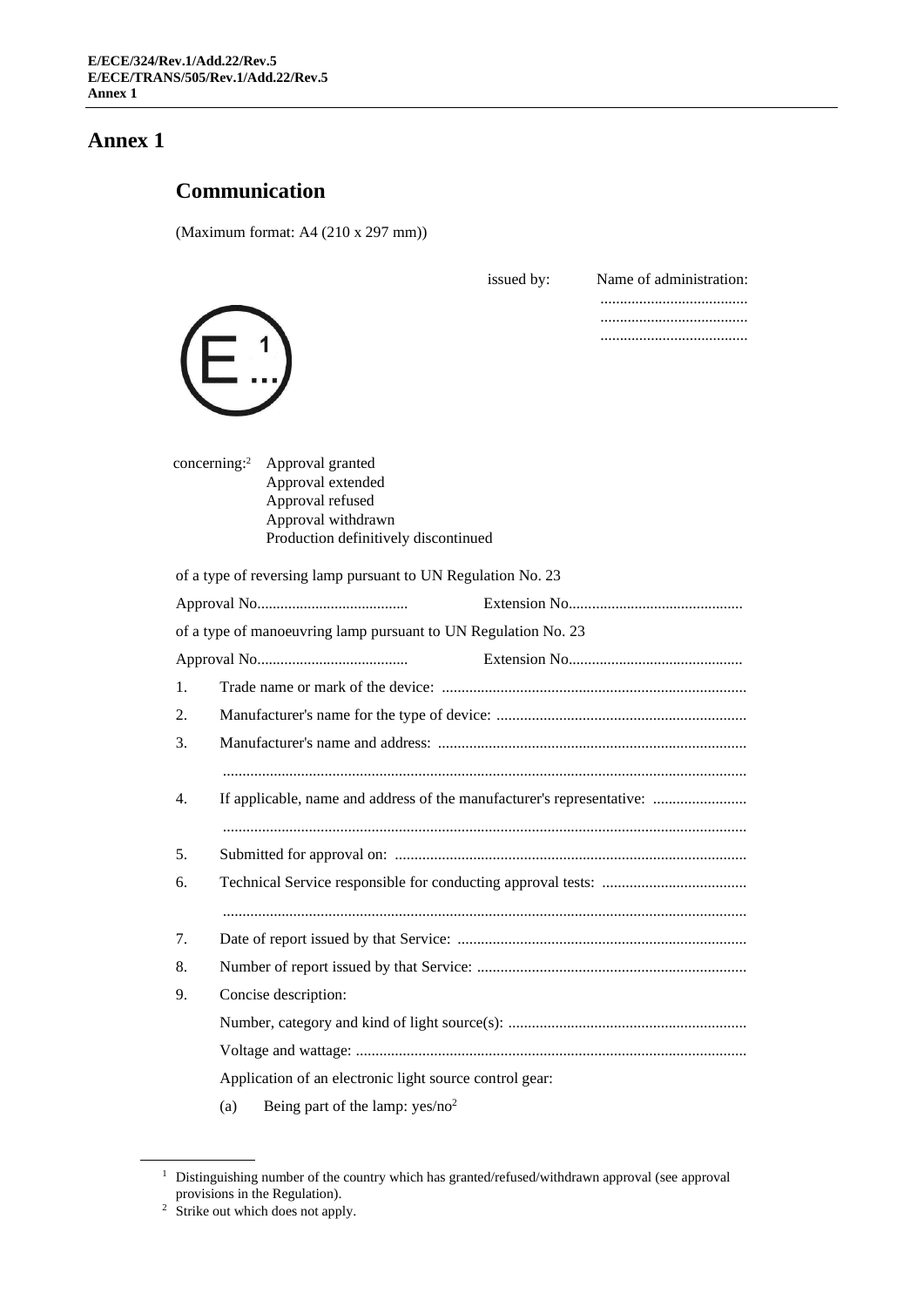# Annex 1

## Communication

(Maximum format: A4 (210 x 297 mm))

issued by: Name of administration:
......................................
......................................
......................................

E[1] ...

concerning:[2] Approval granted
Approval extended
Approval refused
Approval withdrawn
Production definitively discontinued

of a type of reversing lamp pursuant to UN Regulation No. 23

Approval No....................................... Extension No............................................

of a type of manoeuvring lamp pursuant to UN Regulation No. 23

Approval No....................................... Extension No............................................

1. Trade name or mark of the device: .............................................................................
2. Manufacturer's name for the type of device: ...............................................................
3. Manufacturer's name and address: ..............................................................................
   ....................................................................................................................................
4. If applicable, name and address of the manufacturer's representative: ........................
   ....................................................................................................................................
5. Submitted for approval on: ..........................................................................................
6. Technical Service responsible for conducting approval tests: .....................................
   ....................................................................................................................................
7. Date of report issued by that Service: .........................................................................
8. Number of report issued by that Service: ....................................................................
9. Concise description:

   Number, category and kind of light source(s): ............................................................

   Voltage and wattage: ...................................................................................................

   Application of an electronic light source control gear:

   (a) Being part of the lamp: yes/no[2]

---

[1] Distinguishing number of the country which has granted/refused/withdrawn approval (see approval provisions in the Regulation).

[2] Strike out which does not apply.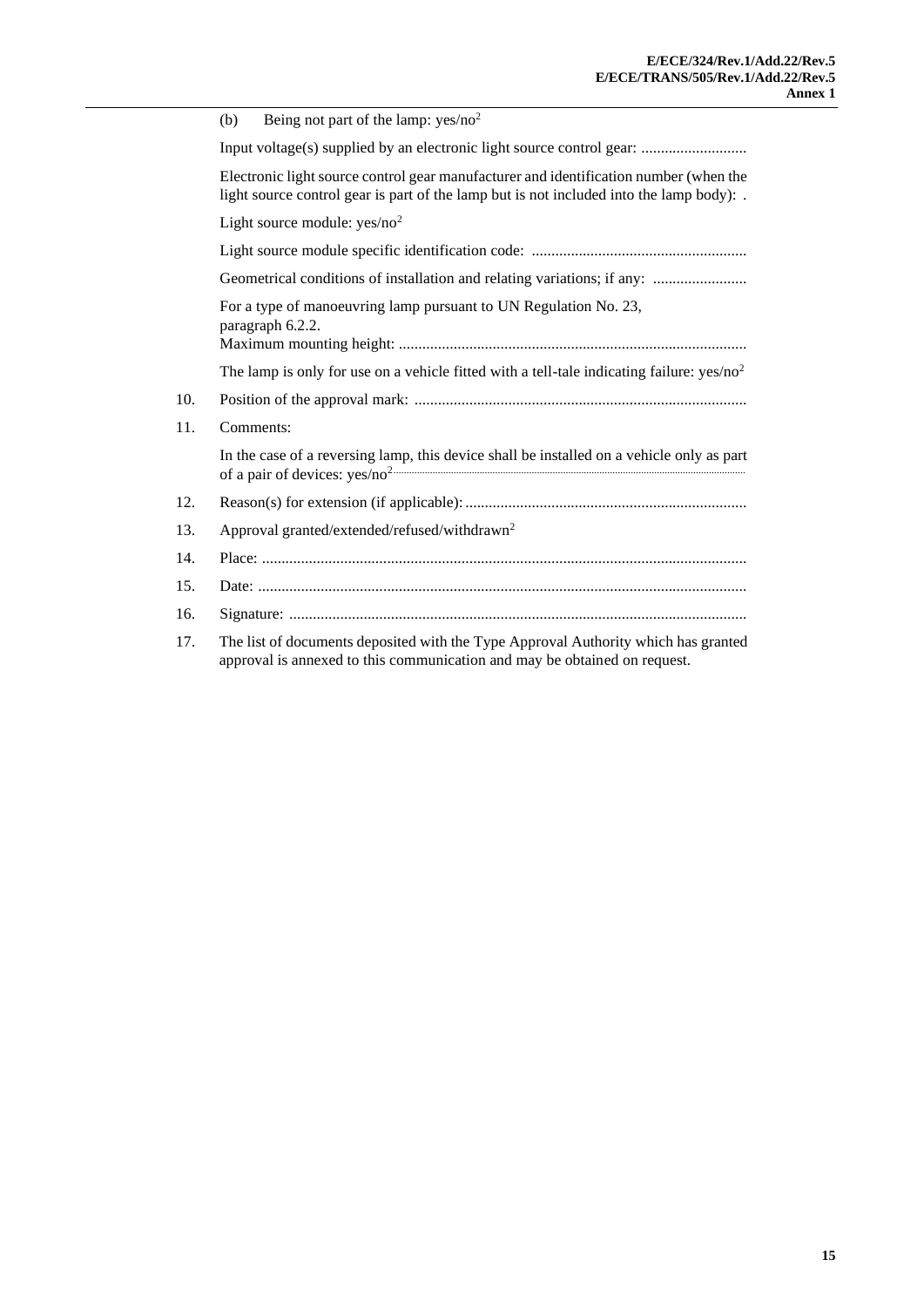(b) Being not part of the lamp: yes/no[2]

Input voltage(s) supplied by an electronic light source control gear: ...........................

Electronic light source control gear manufacturer and identification number (when the light source control gear is part of the lamp but is not included into the lamp body): .

Light source module: yes/no[2]

Light source module specific identification code: ......................................................

Geometrical conditions of installation and relating variations; if any: ........................

For a type of manoeuvring lamp pursuant to UN Regulation No. 23, paragraph 6.2.2.
Maximum mounting height: ........................................................................................

The lamp is only for use on a vehicle fitted with a tell-tale indicating failure: yes/no[2]

10. Position of the approval mark: ....................................................................................

11. Comments:

    In the case of a reversing lamp, this device shall be installed on a vehicle only as part of a pair of devices: yes/no[2]

12. Reason(s) for extension (if applicable): .......................................................................

13. Approval granted/extended/refused/withdrawn[2]

14. Place: ..........................................................................................................................

15. Date: ...........................................................................................................................

16. Signature: ....................................................................................................................

17. The list of documents deposited with the Type Approval Authority which has granted approval is annexed to this communication and may be obtained on request.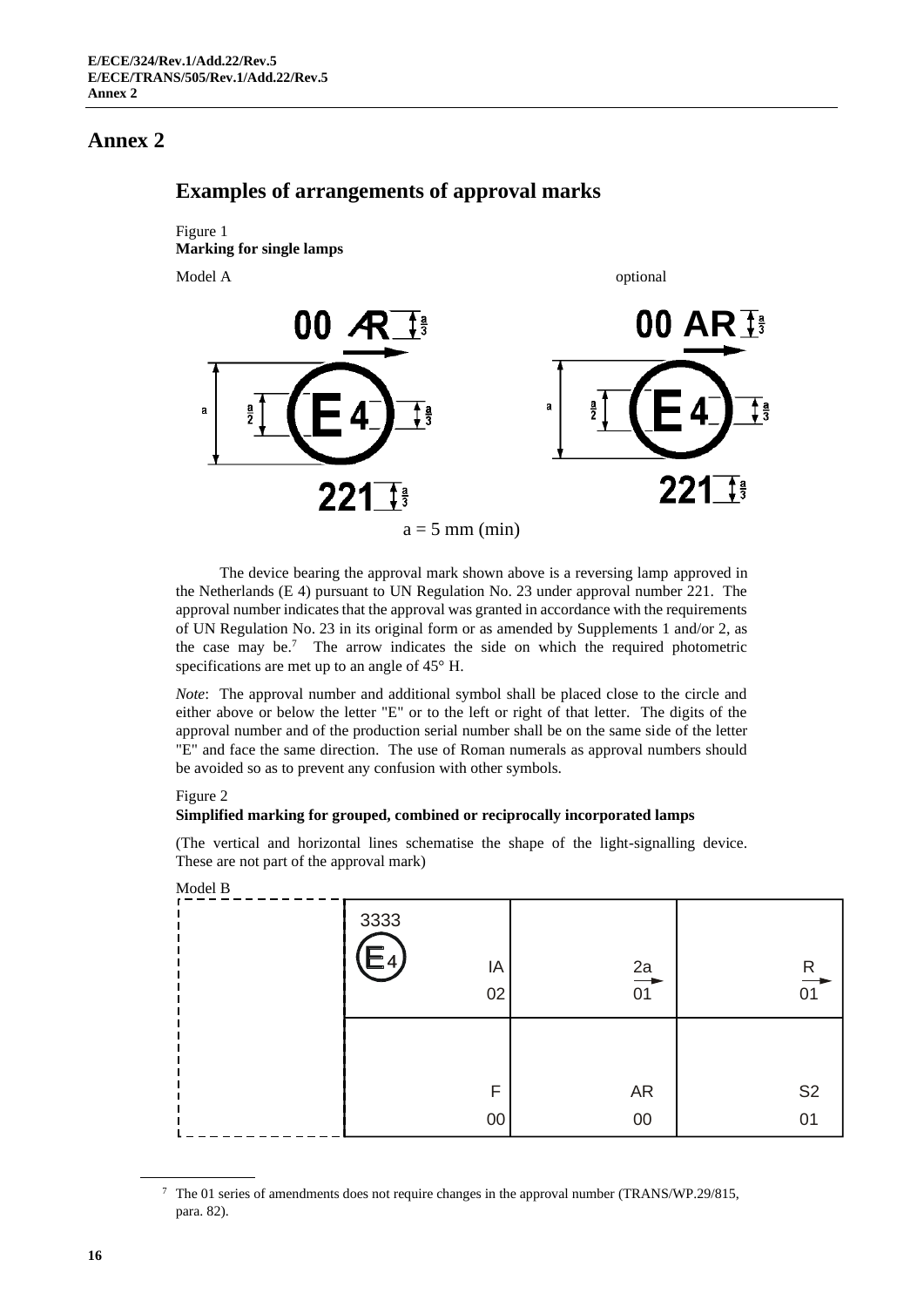# Annex 2

## Examples of arrangements of approval marks

Figure 1
**Marking for single lamps**

Model A optional

00 AR
E 4
221

00 AR
E 4
221

a = 5 mm (min)

The device bearing the approval mark shown above is a reversing lamp approved in the Netherlands (E 4) pursuant to UN Regulation No. 23 under approval number 221. The approval number indicates that the approval was granted in accordance with the requirements of UN Regulation No. 23 in its original form or as amended by Supplements 1 and/or 2, as the case may be.[7] The arrow indicates the side on which the required photometric specifications are met up to an angle of 45° H.

*Note*: The approval number and additional symbol shall be placed close to the circle and either above or below the letter "E" or to the left or right of that letter. The digits of the approval number and of the production serial number shall be on the same side of the letter "E" and face the same direction. The use of Roman numerals as approval numbers should be avoided so as to prevent any confusion with other symbols.

Figure 2
**Simplified marking for grouped, combined or reciprocally incorporated lamps**

(The vertical and horizontal lines schematise the shape of the light-signalling device. These are not part of the approval mark)

Model B

| 3333 E 4 IA 02 | 2a 01 | R 01 |
|---|---|---|
| F 00 | AR 00 | S2 01 |

[7] The 01 series of amendments does not require changes in the approval number (TRANS/WP.29/815, para. 82).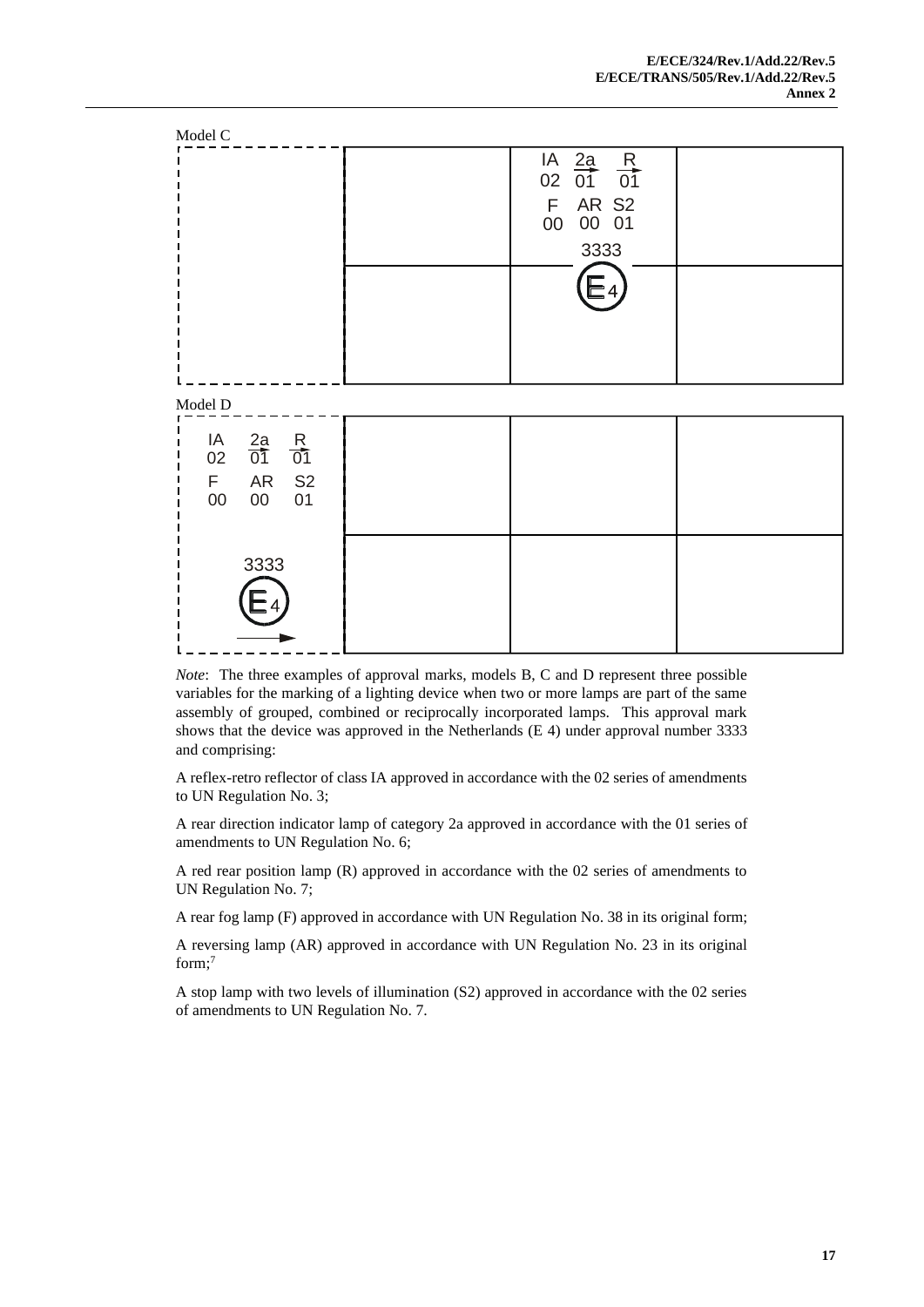Model C

| | | IA 02 2a→ 01 R→ 01<br>F 00 AR 00 S2 01<br>3333 | |
|---|---|---|---|
| | | E 4 | |

Model D

| IA 02 2a→ 01 R→ 01<br>F 00 AR 00 S2 01 | | | |
|---|---|---|---|
| 3333<br>E 4<br>→ | | | |

*Note*: The three examples of approval marks, models B, C and D represent three possible variables for the marking of a lighting device when two or more lamps are part of the same assembly of grouped, combined or reciprocally incorporated lamps. This approval mark shows that the device was approved in the Netherlands (E 4) under approval number 3333 and comprising:

A reflex-retro reflector of class IA approved in accordance with the 02 series of amendments to UN Regulation No. 3;

A rear direction indicator lamp of category 2a approved in accordance with the 01 series of amendments to UN Regulation No. 6;

A red rear position lamp (R) approved in accordance with the 02 series of amendments to UN Regulation No. 7;

A rear fog lamp (F) approved in accordance with UN Regulation No. 38 in its original form;

A reversing lamp (AR) approved in accordance with UN Regulation No. 23 in its original form;[7]

A stop lamp with two levels of illumination (S2) approved in accordance with the 02 series of amendments to UN Regulation No. 7.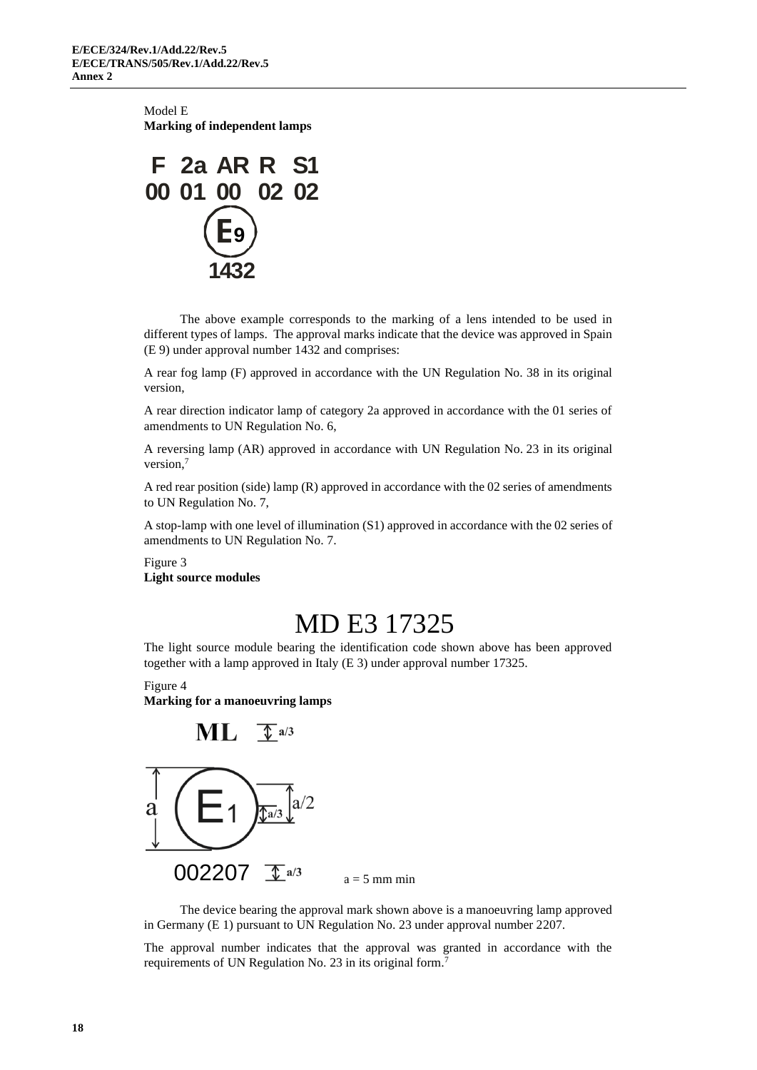Model E
**Marking of independent lamps**

F 2a AR R S1
00 01 00 02 02
E9
1432

The above example corresponds to the marking of a lens intended to be used in different types of lamps. The approval marks indicate that the device was approved in Spain (E 9) under approval number 1432 and comprises:

A rear fog lamp (F) approved in accordance with the UN Regulation No. 38 in its original version,

A rear direction indicator lamp of category 2a approved in accordance with the 01 series of amendments to UN Regulation No. 6,

A reversing lamp (AR) approved in accordance with UN Regulation No. 23 in its original version,[7]

A red rear position (side) lamp (R) approved in accordance with the 02 series of amendments to UN Regulation No. 7,

A stop-lamp with one level of illumination (S1) approved in accordance with the 02 series of amendments to UN Regulation No. 7.

Figure 3
**Light source modules**

MD E3 17325

The light source module bearing the identification code shown above has been approved together with a lamp approved in Italy (E 3) under approval number 17325.

Figure 4
**Marking for a manoeuvring lamps**

ML a/3

a E1 a/3 a/2

002207 a/3

a = 5 mm min

The device bearing the approval mark shown above is a manoeuvring lamp approved in Germany (E 1) pursuant to UN Regulation No. 23 under approval number 2207.

The approval number indicates that the approval was granted in accordance with the requirements of UN Regulation No. 23 in its original form.[7]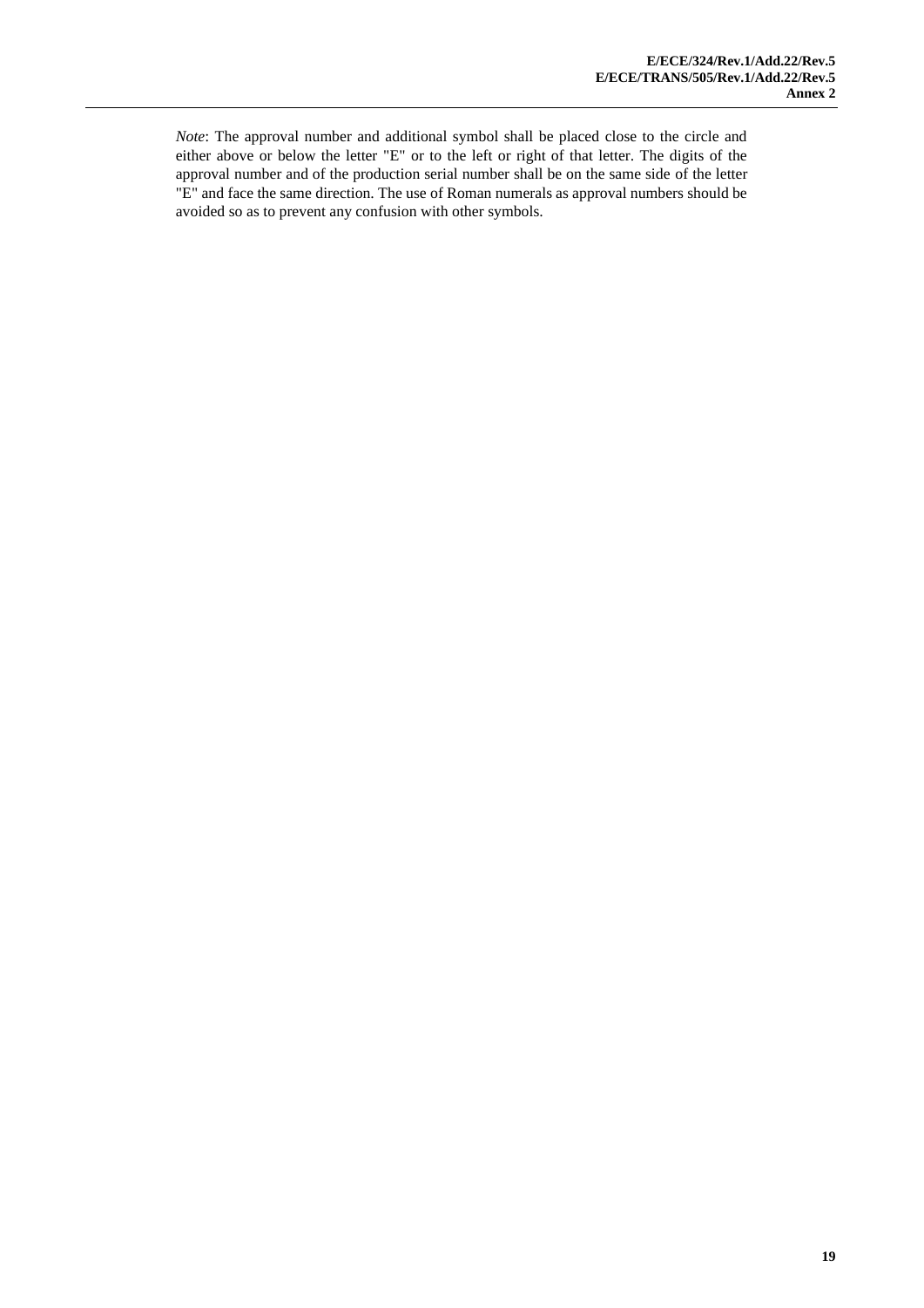*Note*: The approval number and additional symbol shall be placed close to the circle and either above or below the letter "E" or to the left or right of that letter. The digits of the approval number and of the production serial number shall be on the same side of the letter "E" and face the same direction. The use of Roman numerals as approval numbers should be avoided so as to prevent any confusion with other symbols.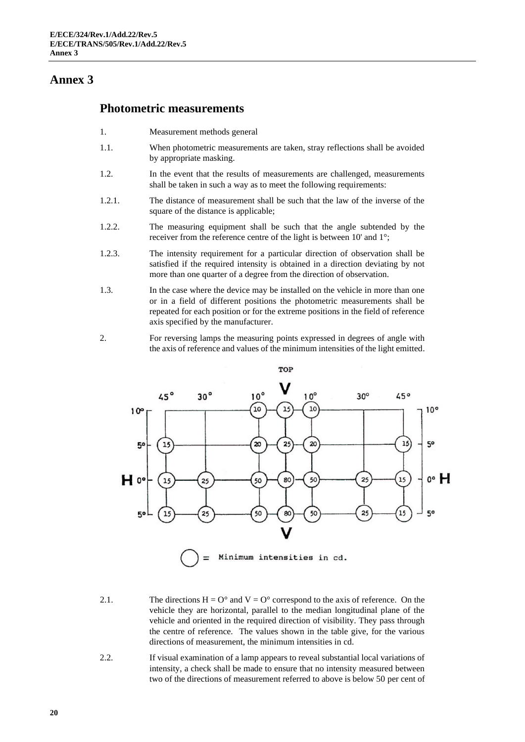# Annex 3

## Photometric measurements

1. Measurement methods general

1.1. When photometric measurements are taken, stray reflections shall be avoided by appropriate masking.

1.2. In the event that the results of measurements are challenged, measurements shall be taken in such a way as to meet the following requirements:

1.2.1. The distance of measurement shall be such that the law of the inverse of the square of the distance is applicable;

1.2.2. The measuring equipment shall be such that the angle subtended by the receiver from the reference centre of the light is between 10' and 1°;

1.2.3. The intensity requirement for a particular direction of observation shall be satisfied if the required intensity is obtained in a direction deviating by not more than one quarter of a degree from the direction of observation.

1.3. In the case where the device may be installed on the vehicle in more than one or in a field of different positions the photometric measurements shall be repeated for each position or for the extreme positions in the field of reference axis specified by the manufacturer.

2. For reversing lamps the measuring points expressed in degrees of angle with the axis of reference and values of the minimum intensities of the light emitted.

TOP

| | 45° | 30° | 10° | V | 10° | 30° | 45° | |
|---|---|---|---|---|---|---|---|---|
| 10° | | | 10 | 15 | 10 | | | 10° |
| 5° | 15 | | 20 | 25 | 20 | | 15 | 5° |
| H 0° | 15 | 25 | 50 | 80 | 50 | 25 | 15 | 0° H |
| 5° | 15 | 25 | 50 | 80 | 50 | 25 | 15 | 5° |

○ = Minimum intensities in cd.

2.1. The directions H = O° and V = O° correspond to the axis of reference. On the vehicle they are horizontal, parallel to the median longitudinal plane of the vehicle and oriented in the required direction of visibility. They pass through the centre of reference. The values shown in the table give, for the various directions of measurement, the minimum intensities in cd.

2.2. If visual examination of a lamp appears to reveal substantial local variations of intensity, a check shall be made to ensure that no intensity measured between two of the directions of measurement referred to above is below 50 per cent of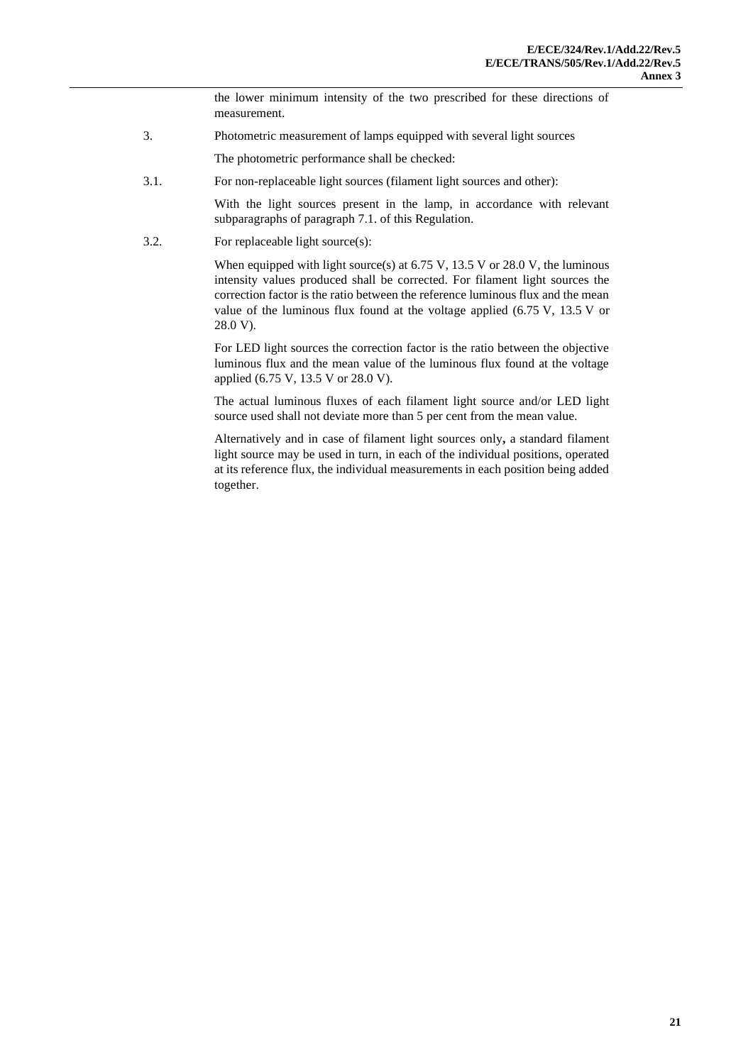the lower minimum intensity of the two prescribed for these directions of measurement.

3. Photometric measurement of lamps equipped with several light sources

The photometric performance shall be checked:

3.1. For non-replaceable light sources (filament light sources and other):

With the light sources present in the lamp, in accordance with relevant subparagraphs of paragraph 7.1. of this Regulation.

3.2. For replaceable light source(s):

When equipped with light source(s) at 6.75 V, 13.5 V or 28.0 V, the luminous intensity values produced shall be corrected. For filament light sources the correction factor is the ratio between the reference luminous flux and the mean value of the luminous flux found at the voltage applied (6.75 V, 13.5 V or 28.0 V).

For LED light sources the correction factor is the ratio between the objective luminous flux and the mean value of the luminous flux found at the voltage applied (6.75 V, 13.5 V or 28.0 V).

The actual luminous fluxes of each filament light source and/or LED light source used shall not deviate more than 5 per cent from the mean value.

Alternatively and in case of filament light sources only**,** a standard filament light source may be used in turn, in each of the individual positions, operated at its reference flux, the individual measurements in each position being added together.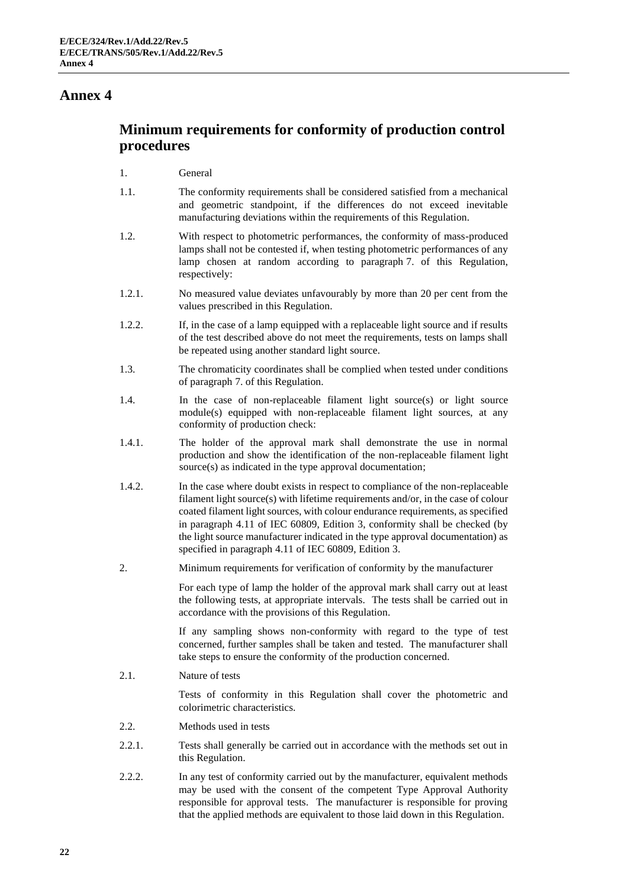# Annex 4

## Minimum requirements for conformity of production control procedures

1. General

1.1. The conformity requirements shall be considered satisfied from a mechanical and geometric standpoint, if the differences do not exceed inevitable manufacturing deviations within the requirements of this Regulation.

1.2. With respect to photometric performances, the conformity of mass-produced lamps shall not be contested if, when testing photometric performances of any lamp chosen at random according to paragraph 7. of this Regulation, respectively:

1.2.1. No measured value deviates unfavourably by more than 20 per cent from the values prescribed in this Regulation.

1.2.2. If, in the case of a lamp equipped with a replaceable light source and if results of the test described above do not meet the requirements, tests on lamps shall be repeated using another standard light source.

1.3. The chromaticity coordinates shall be complied when tested under conditions of paragraph 7. of this Regulation.

1.4. In the case of non-replaceable filament light source(s) or light source module(s) equipped with non-replaceable filament light sources, at any conformity of production check:

1.4.1. The holder of the approval mark shall demonstrate the use in normal production and show the identification of the non-replaceable filament light source(s) as indicated in the type approval documentation;

1.4.2. In the case where doubt exists in respect to compliance of the non-replaceable filament light source(s) with lifetime requirements and/or, in the case of colour coated filament light sources, with colour endurance requirements, as specified in paragraph 4.11 of IEC 60809, Edition 3, conformity shall be checked (by the light source manufacturer indicated in the type approval documentation) as specified in paragraph 4.11 of IEC 60809, Edition 3.

2. Minimum requirements for verification of conformity by the manufacturer

For each type of lamp the holder of the approval mark shall carry out at least the following tests, at appropriate intervals. The tests shall be carried out in accordance with the provisions of this Regulation.

If any sampling shows non-conformity with regard to the type of test concerned, further samples shall be taken and tested. The manufacturer shall take steps to ensure the conformity of the production concerned.

2.1. Nature of tests

Tests of conformity in this Regulation shall cover the photometric and colorimetric characteristics.

2.2. Methods used in tests

2.2.1. Tests shall generally be carried out in accordance with the methods set out in this Regulation.

2.2.2. In any test of conformity carried out by the manufacturer, equivalent methods may be used with the consent of the competent Type Approval Authority responsible for approval tests. The manufacturer is responsible for proving that the applied methods are equivalent to those laid down in this Regulation.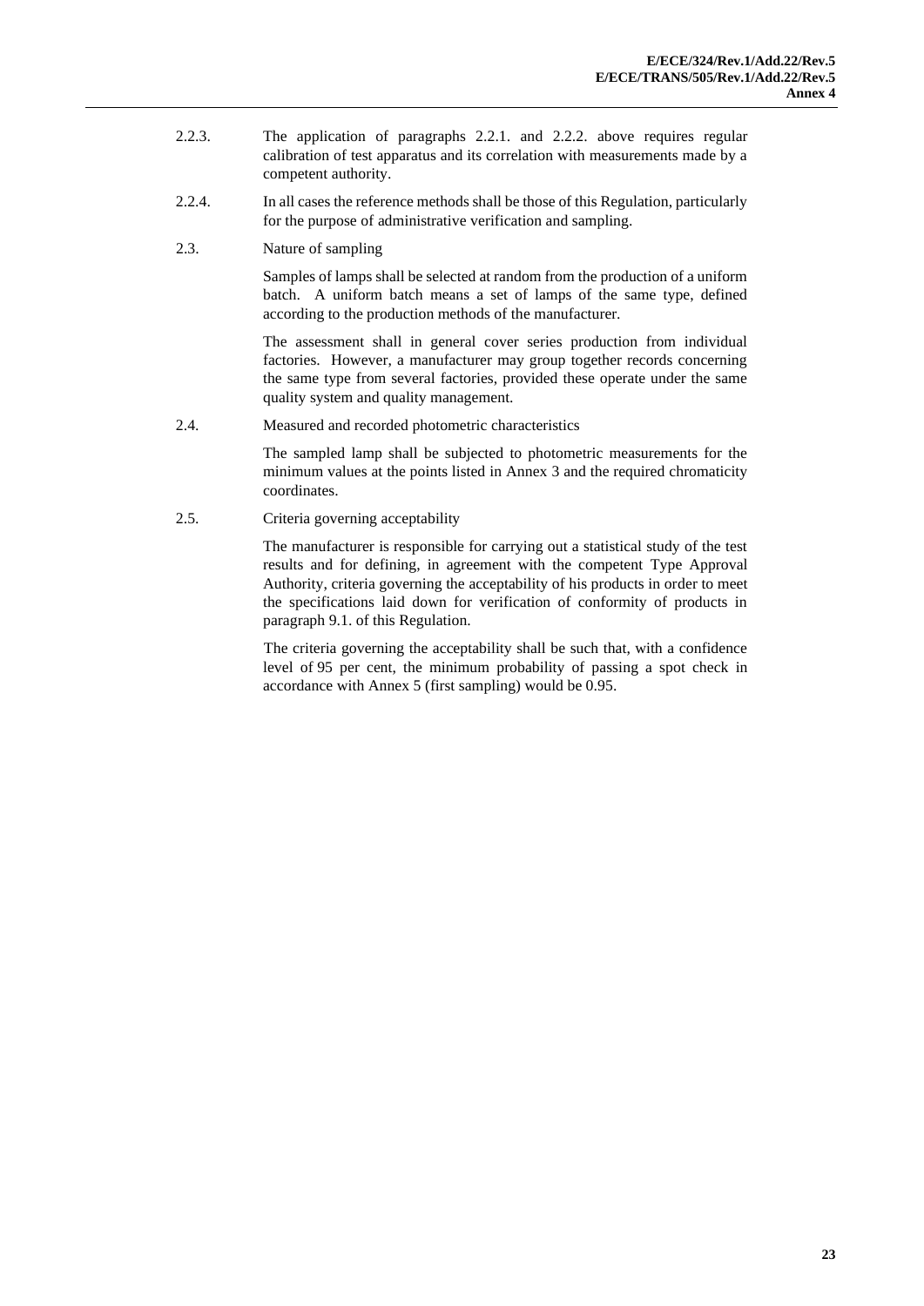2.2.3. The application of paragraphs 2.2.1. and 2.2.2. above requires regular calibration of test apparatus and its correlation with measurements made by a competent authority.

2.2.4. In all cases the reference methods shall be those of this Regulation, particularly for the purpose of administrative verification and sampling.

2.3. Nature of sampling

Samples of lamps shall be selected at random from the production of a uniform batch. A uniform batch means a set of lamps of the same type, defined according to the production methods of the manufacturer.

The assessment shall in general cover series production from individual factories. However, a manufacturer may group together records concerning the same type from several factories, provided these operate under the same quality system and quality management.

2.4. Measured and recorded photometric characteristics

The sampled lamp shall be subjected to photometric measurements for the minimum values at the points listed in Annex 3 and the required chromaticity coordinates.

2.5. Criteria governing acceptability

The manufacturer is responsible for carrying out a statistical study of the test results and for defining, in agreement with the competent Type Approval Authority, criteria governing the acceptability of his products in order to meet the specifications laid down for verification of conformity of products in paragraph 9.1. of this Regulation.

The criteria governing the acceptability shall be such that, with a confidence level of 95 per cent, the minimum probability of passing a spot check in accordance with Annex 5 (first sampling) would be 0.95.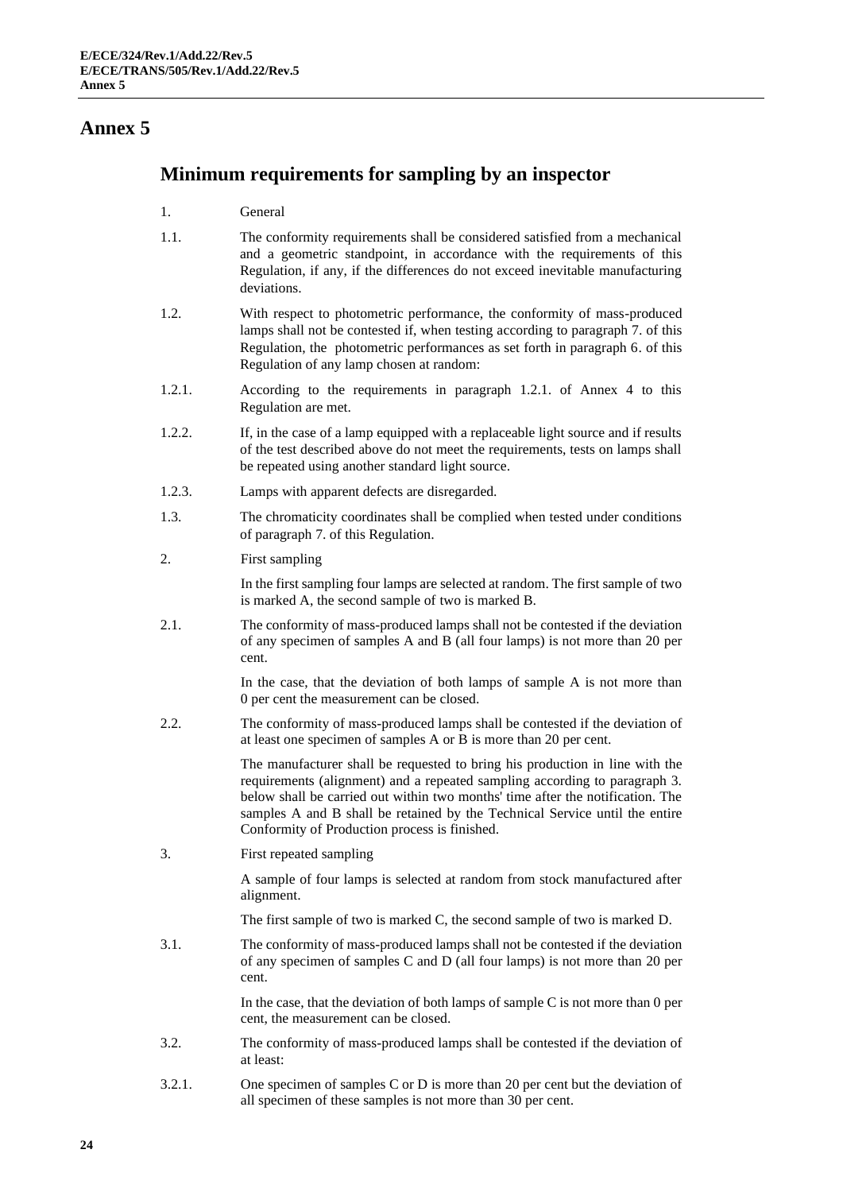# Annex 5

## Minimum requirements for sampling by an inspector

1. General

1.1. The conformity requirements shall be considered satisfied from a mechanical and a geometric standpoint, in accordance with the requirements of this Regulation, if any, if the differences do not exceed inevitable manufacturing deviations.

1.2. With respect to photometric performance, the conformity of mass-produced lamps shall not be contested if, when testing according to paragraph 7. of this Regulation, the photometric performances as set forth in paragraph 6. of this Regulation of any lamp chosen at random:

1.2.1. According to the requirements in paragraph 1.2.1. of Annex 4 to this Regulation are met.

1.2.2. If, in the case of a lamp equipped with a replaceable light source and if results of the test described above do not meet the requirements, tests on lamps shall be repeated using another standard light source.

1.2.3. Lamps with apparent defects are disregarded.

1.3. The chromaticity coordinates shall be complied when tested under conditions of paragraph 7. of this Regulation.

2. First sampling

In the first sampling four lamps are selected at random. The first sample of two is marked A, the second sample of two is marked B.

2.1. The conformity of mass-produced lamps shall not be contested if the deviation of any specimen of samples A and B (all four lamps) is not more than 20 per cent.

In the case, that the deviation of both lamps of sample A is not more than 0 per cent the measurement can be closed.

2.2. The conformity of mass-produced lamps shall be contested if the deviation of at least one specimen of samples A or B is more than 20 per cent.

The manufacturer shall be requested to bring his production in line with the requirements (alignment) and a repeated sampling according to paragraph 3. below shall be carried out within two months' time after the notification. The samples A and B shall be retained by the Technical Service until the entire Conformity of Production process is finished.

3. First repeated sampling

A sample of four lamps is selected at random from stock manufactured after alignment.

The first sample of two is marked C, the second sample of two is marked D.

3.1. The conformity of mass-produced lamps shall not be contested if the deviation of any specimen of samples C and D (all four lamps) is not more than 20 per cent.

In the case, that the deviation of both lamps of sample C is not more than 0 per cent, the measurement can be closed.

3.2. The conformity of mass-produced lamps shall be contested if the deviation of at least:

3.2.1. One specimen of samples C or D is more than 20 per cent but the deviation of all specimen of these samples is not more than 30 per cent.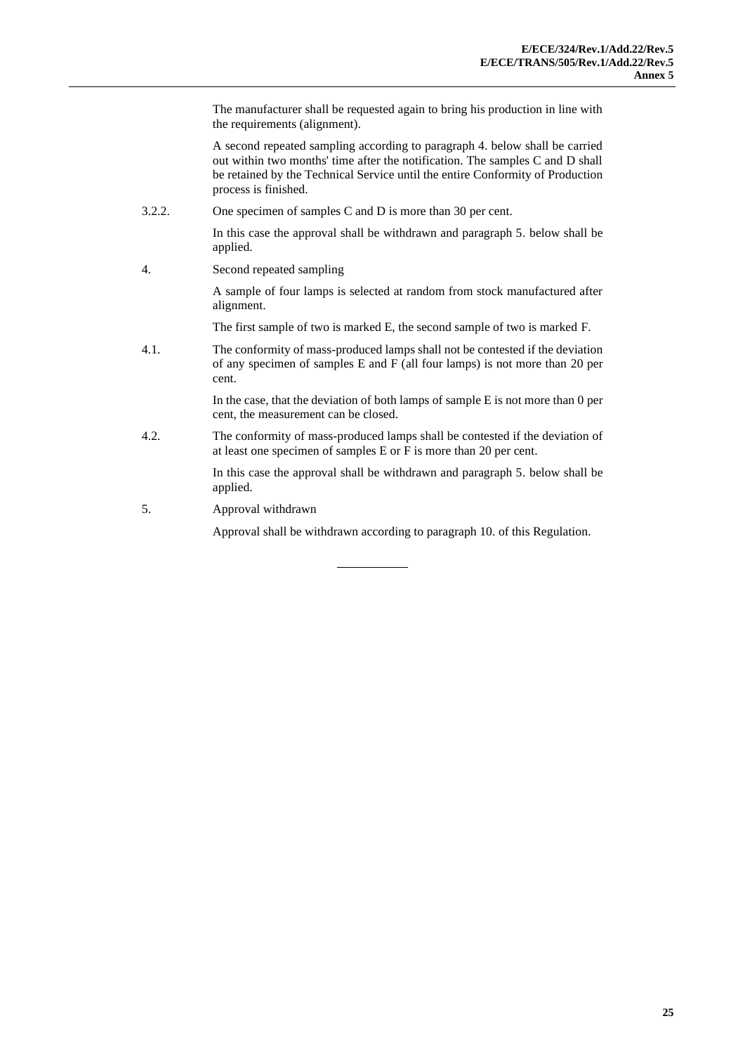The manufacturer shall be requested again to bring his production in line with the requirements (alignment).

A second repeated sampling according to paragraph 4. below shall be carried out within two months' time after the notification. The samples C and D shall be retained by the Technical Service until the entire Conformity of Production process is finished.

3.2.2. One specimen of samples C and D is more than 30 per cent.

In this case the approval shall be withdrawn and paragraph 5. below shall be applied.

4. Second repeated sampling

A sample of four lamps is selected at random from stock manufactured after alignment.

The first sample of two is marked E, the second sample of two is marked F.

4.1. The conformity of mass-produced lamps shall not be contested if the deviation of any specimen of samples E and F (all four lamps) is not more than 20 per cent.

In the case, that the deviation of both lamps of sample E is not more than 0 per cent, the measurement can be closed.

4.2. The conformity of mass-produced lamps shall be contested if the deviation of at least one specimen of samples E or F is more than 20 per cent.

In this case the approval shall be withdrawn and paragraph 5. below shall be applied.

5. Approval withdrawn

Approval shall be withdrawn according to paragraph 10. of this Regulation.